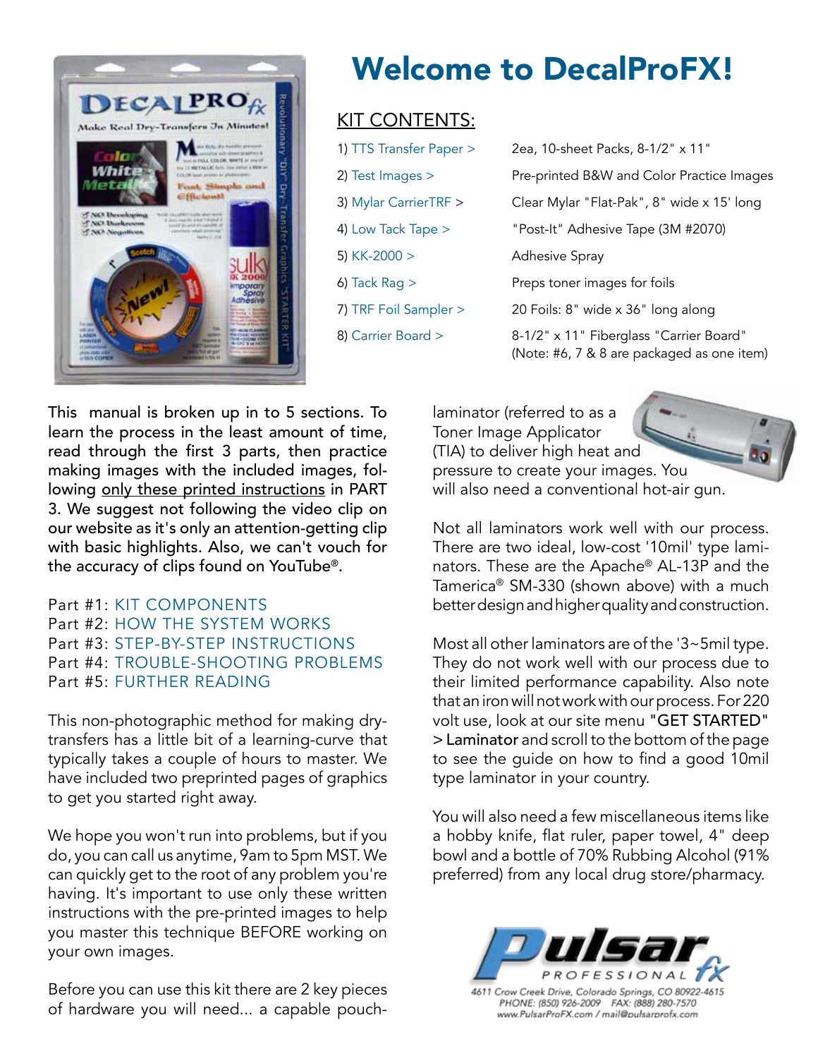# Welcome to DecalProFX!

## KIT CONTENTS:

| | |
|---|---|
| 1) TTS Transfer Paper > | 2ea, 10-sheet Packs, 8-1/2" x 11" |
| 2) Test Images > | Pre-printed B&W and Color Practice Images |
| 3) Mylar CarrierTRF > | Clear Mylar "Flat-Pak", 8" wide x 15' long |
| 4) Low Tack Tape > | "Post-It" Adhesive Tape (3M #2070) |
| 5) KK-2000 > | Adhesive Spray |
| 6) Tack Rag > | Preps toner images for foils |
| 7) TRF Foil Sampler > | 20 Foils: 8" wide x 36" long along |
| 8) Carrier Board > | 8-1/2" x 11" Fiberglass "Carrier Board" (Note: #6, 7 & 8 are packaged as one item) |

This manual is broken up in to 5 sections. To learn the process in the least amount of time, read through the first 3 parts, then practice making images with the included images, following only these printed instructions in PART 3. We suggest not following the video clip on our website as it's only an attention-getting clip with basic highlights. Also, we can't vouch for the accuracy of clips found on YouTube®.

Part #1: KIT COMPONENTS
Part #2: HOW THE SYSTEM WORKS
Part #3: STEP-BY-STEP INSTRUCTIONS
Part #4: TROUBLE-SHOOTING PROBLEMS
Part #5: FURTHER READING

This non-photographic method for making dry-transfers has a little bit of a learning-curve that typically takes a couple of hours to master. We have included two preprinted pages of graphics to get you started right away.

We hope you won't run into problems, but if you do, you can call us anytime, 9am to 5pm MST. We can quickly get to the root of any problem you're having. It's important to use only these written instructions with the pre-printed images to help you master this technique BEFORE working on your own images.

Before you can use this kit there are 2 key pieces of hardware you will need... a capable pouch-laminator (referred to as a Toner Image Applicator (TIA) to deliver high heat and pressure to create your images. You will also need a conventional hot-air gun.

Not all laminators work well with our process. There are two ideal, low-cost '10mil' type laminators. These are the Apache® AL-13P and the Tamerica® SM-330 (shown above) with a much better design and higher quality and construction.

Most all other laminators are of the '3~5mil type. They do not work well with our process due to their limited performance capability. Also note that an iron will not work with our process. For 220 volt use, look at our site menu **"GET STARTED" > Laminator** and scroll to the bottom of the page to see the guide on how to find a good 10mil type laminator in your country.

You will also need a few miscellaneous items like a hobby knife, flat ruler, paper towel, 4" deep bowl and a bottle of 70% Rubbing Alcohol (91% preferred) from any local drug store/pharmacy.

Pulsar PROFESSIONAL fx
4611 Crow Creek Drive, Colorado Springs, CO 80922-4615
PHONE: (850) 926-2009 FAX: (888) 280-7570
www.PulsarProFX.com / mail@pulsarprofx.com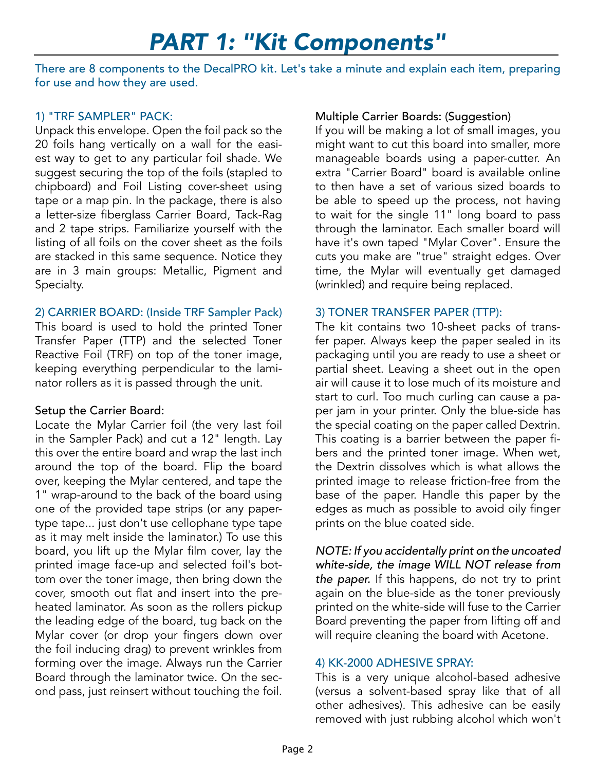# *PART 1: "Kit Components"*

There are 8 components to the DecalPRO kit. Let's take a minute and explain each item, preparing for use and how they are used.

### 1) "TRF SAMPLER" PACK:

Unpack this envelope. Open the foil pack so the 20 foils hang vertically on a wall for the easiest way to get to any particular foil shade. We suggest securing the top of the foils (stapled to chipboard) and Foil Listing cover-sheet using tape or a map pin. In the package, there is also a letter-size fiberglass Carrier Board, Tack-Rag and 2 tape strips. Familiarize yourself with the listing of all foils on the cover sheet as the foils are stacked in this same sequence. Notice they are in 3 main groups: Metallic, Pigment and Specialty.

### 2) CARRIER BOARD: (Inside TRF Sampler Pack)

This board is used to hold the printed Toner Transfer Paper (TTP) and the selected Toner Reactive Foil (TRF) on top of the toner image, keeping everything perpendicular to the laminator rollers as it is passed through the unit.

#### Setup the Carrier Board:

Locate the Mylar Carrier foil (the very last foil in the Sampler Pack) and cut a 12" length. Lay this over the entire board and wrap the last inch around the top of the board. Flip the board over, keeping the Mylar centered, and tape the 1" wrap-around to the back of the board using one of the provided tape strips (or any paper-type tape... just don't use cellophane type tape as it may melt inside the laminator.) To use this board, you lift up the Mylar film cover, lay the printed image face-up and selected foil's bottom over the toner image, then bring down the cover, smooth out flat and insert into the preheated laminator. As soon as the rollers pickup the leading edge of the board, tug back on the Mylar cover (or drop your fingers down over the foil inducing drag) to prevent wrinkles from forming over the image. Always run the Carrier Board through the laminator twice. On the second pass, just reinsert without touching the foil.

#### Multiple Carrier Boards: (Suggestion)

If you will be making a lot of small images, you might want to cut this board into smaller, more manageable boards using a paper-cutter. An extra "Carrier Board" board is available online to then have a set of various sized boards to be able to speed up the process, not having to wait for the single 11" long board to pass through the laminator. Each smaller board will have it's own taped "Mylar Cover". Ensure the cuts you make are "true" straight edges. Over time, the Mylar will eventually get damaged (wrinkled) and require being replaced.

### 3) TONER TRANSFER PAPER (TTP):

The kit contains two 10-sheet packs of transfer paper. Always keep the paper sealed in its packaging until you are ready to use a sheet or partial sheet. Leaving a sheet out in the open air will cause it to lose much of its moisture and start to curl. Too much curling can cause a paper jam in your printer. Only the blue-side has the special coating on the paper called Dextrin. This coating is a barrier between the paper fibers and the printed toner image. When wet, the Dextrin dissolves which is what allows the printed image to release friction-free from the base of the paper. Handle this paper by the edges as much as possible to avoid oily finger prints on the blue coated side.

*NOTE: If you accidentally print on the uncoated white-side, the image WILL NOT release from the paper.* If this happens, do not try to print again on the blue-side as the toner previously printed on the white-side will fuse to the Carrier Board preventing the paper from lifting off and will require cleaning the board with Acetone.

### 4) KK-2000 ADHESIVE SPRAY:

This is a very unique alcohol-based adhesive (versus a solvent-based spray like that of all other adhesives). This adhesive can be easily removed with just rubbing alcohol which won't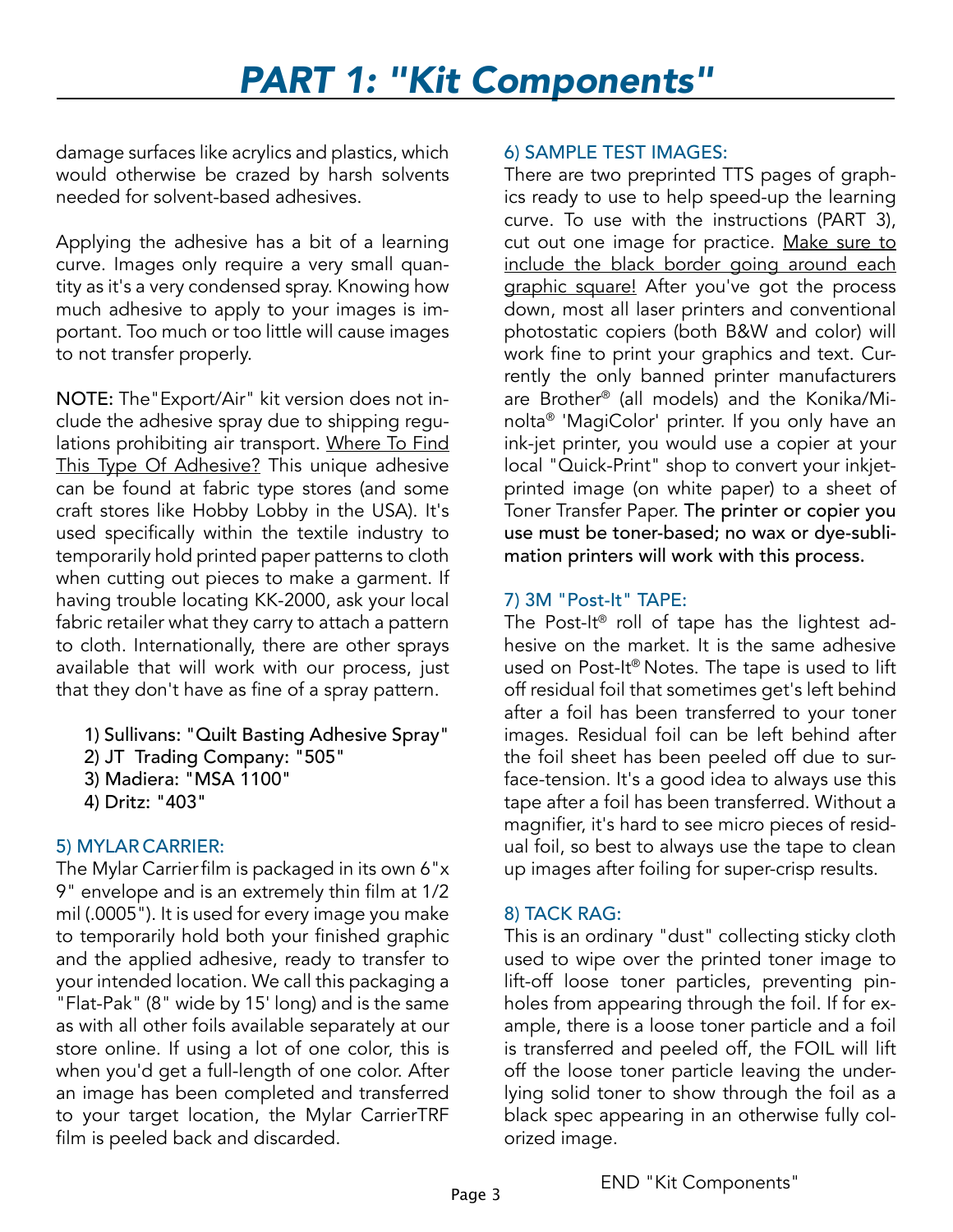# PART 1: "Kit Components"

damage surfaces like acrylics and plastics, which would otherwise be crazed by harsh solvents needed for solvent-based adhesives.

Applying the adhesive has a bit of a learning curve. Images only require a very small quantity as it's a very condensed spray. Knowing how much adhesive to apply to your images is important. Too much or too little will cause images to not transfer properly.

NOTE: The"Export/Air" kit version does not include the adhesive spray due to shipping regulations prohibiting air transport. Where To Find This Type Of Adhesive? This unique adhesive can be found at fabric type stores (and some craft stores like Hobby Lobby in the USA). It's used specifically within the textile industry to temporarily hold printed paper patterns to cloth when cutting out pieces to make a garment. If having trouble locating KK-2000, ask your local fabric retailer what they carry to attach a pattern to cloth. Internationally, there are other sprays available that will work with our process, just that they don't have as fine of a spray pattern.

1) Sullivans: "Quilt Basting Adhesive Spray"
2) JT Trading Company: "505"
3) Madiera: "MSA 1100"
4) Dritz: "403"

### 5) MYLAR CARRIER:

The Mylar Carrier film is packaged in its own 6"x 9" envelope and is an extremely thin film at 1/2 mil (.0005"). It is used for every image you make to temporarily hold both your finished graphic and the applied adhesive, ready to transfer to your intended location. We call this packaging a "Flat-Pak" (8" wide by 15' long) and is the same as with all other foils available separately at our store online. If using a lot of one color, this is when you'd get a full-length of one color. After an image has been completed and transferred to your target location, the Mylar CarrierTRF film is peeled back and discarded.

### 6) SAMPLE TEST IMAGES:

There are two preprinted TTS pages of graphics ready to use to help speed-up the learning curve. To use with the instructions (PART 3), cut out one image for practice. Make sure to include the black border going around each graphic square! After you've got the process down, most all laser printers and conventional photostatic copiers (both B&W and color) will work fine to print your graphics and text. Currently the only banned printer manufacturers are Brother® (all models) and the Konika/Minolta® 'MagiColor' printer. If you only have an ink-jet printer, you would use a copier at your local "Quick-Print" shop to convert your inkjet-printed image (on white paper) to a sheet of Toner Transfer Paper. The printer or copier you use must be toner-based; no wax or dye-sublimation printers will work with this process.

### 7) 3M "Post-It" TAPE:

The Post-It® roll of tape has the lightest adhesive on the market. It is the same adhesive used on Post-It® Notes. The tape is used to lift off residual foil that sometimes get's left behind after a foil has been transferred to your toner images. Residual foil can be left behind after the foil sheet has been peeled off due to surface-tension. It's a good idea to always use this tape after a foil has been transferred. Without a magnifier, it's hard to see micro pieces of residual foil, so best to always use the tape to clean up images after foiling for super-crisp results.

### 8) TACK RAG:

This is an ordinary "dust" collecting sticky cloth used to wipe over the printed toner image to lift-off loose toner particles, preventing pinholes from appearing through the foil. If for example, there is a loose toner particle and a foil is transferred and peeled off, the FOIL will lift off the loose toner particle leaving the underlying solid toner to show through the foil as a black spec appearing in an otherwise fully colorized image.

END "Kit Components"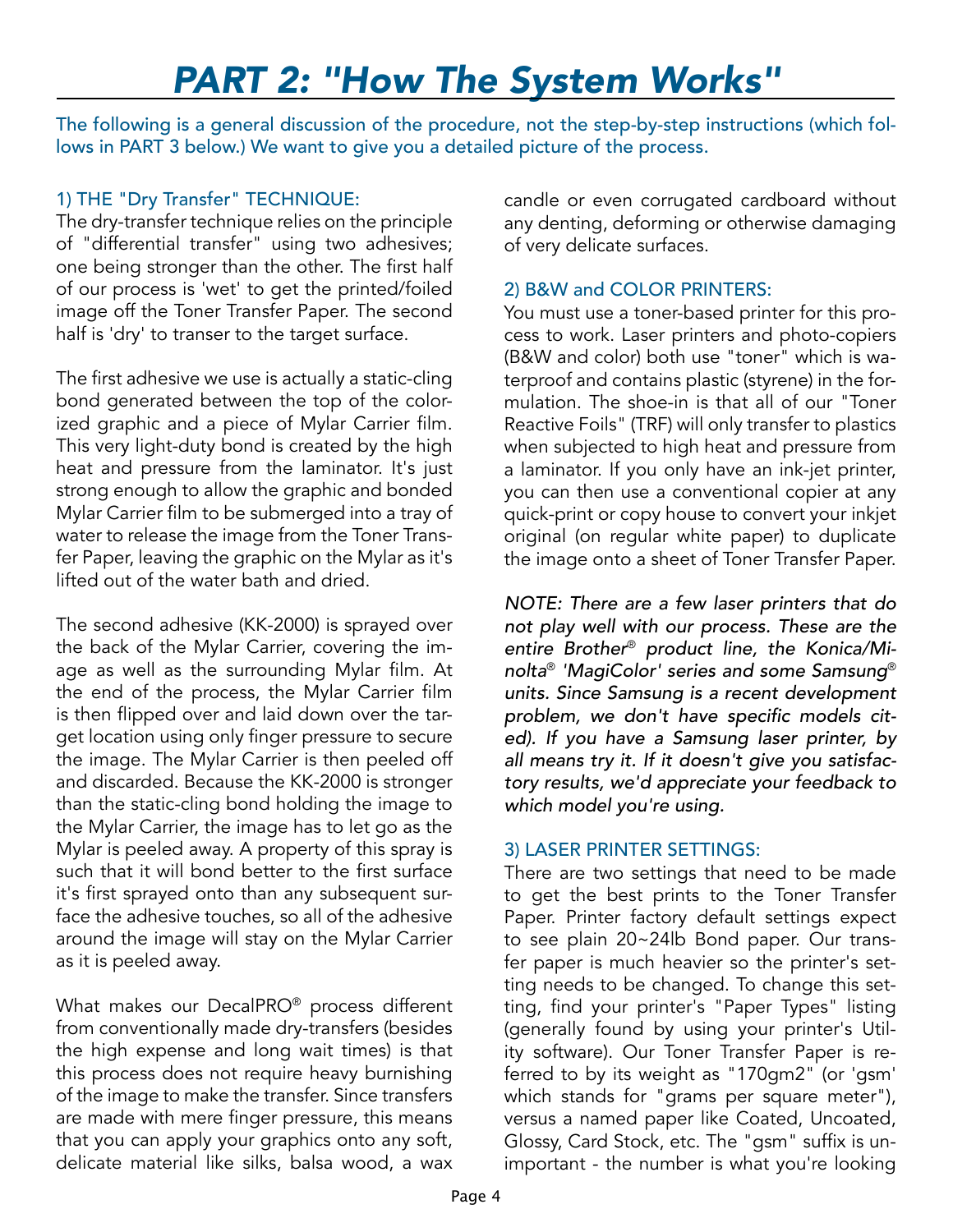# PART 2: "How The System Works"

The following is a general discussion of the procedure, not the step-by-step instructions (which follows in PART 3 below.) We want to give you a detailed picture of the process.

### 1) THE "Dry Transfer" TECHNIQUE:

The dry-transfer technique relies on the principle of "differential transfer" using two adhesives; one being stronger than the other. The first half of our process is 'wet' to get the printed/foiled image off the Toner Transfer Paper. The second half is 'dry' to transer to the target surface.

The first adhesive we use is actually a static-cling bond generated between the top of the colorized graphic and a piece of Mylar Carrier film. This very light-duty bond is created by the high heat and pressure from the laminator. It's just strong enough to allow the graphic and bonded Mylar Carrier film to be submerged into a tray of water to release the image from the Toner Transfer Paper, leaving the graphic on the Mylar as it's lifted out of the water bath and dried.

The second adhesive (KK-2000) is sprayed over the back of the Mylar Carrier, covering the image as well as the surrounding Mylar film. At the end of the process, the Mylar Carrier film is then flipped over and laid down over the target location using only finger pressure to secure the image. The Mylar Carrier is then peeled off and discarded. Because the KK-2000 is stronger than the static-cling bond holding the image to the Mylar Carrier, the image has to let go as the Mylar is peeled away. A property of this spray is such that it will bond better to the first surface it's first sprayed onto than any subsequent surface the adhesive touches, so all of the adhesive around the image will stay on the Mylar Carrier as it is peeled away.

What makes our DecalPRO® process different from conventionally made dry-transfers (besides the high expense and long wait times) is that this process does not require heavy burnishing of the image to make the transfer. Since transfers are made with mere finger pressure, this means that you can apply your graphics onto any soft, delicate material like silks, balsa wood, a wax candle or even corrugated cardboard without any denting, deforming or otherwise damaging of very delicate surfaces.

### 2) B&W and COLOR PRINTERS:

You must use a toner-based printer for this process to work. Laser printers and photo-copiers (B&W and color) both use "toner" which is waterproof and contains plastic (styrene) in the formulation. The shoe-in is that all of our "Toner Reactive Foils" (TRF) will only transfer to plastics when subjected to high heat and pressure from a laminator. If you only have an ink-jet printer, you can then use a conventional copier at any quick-print or copy house to convert your inkjet original (on regular white paper) to duplicate the image onto a sheet of Toner Transfer Paper.

*NOTE: There are a few laser printers that do not play well with our process. These are the entire Brother® product line, the Konica/Minolta® 'MagiColor' series and some Samsung® units. Since Samsung is a recent development problem, we don't have specific models cited). If you have a Samsung laser printer, by all means try it. If it doesn't give you satisfactory results, we'd appreciate your feedback to which model you're using.*

### 3) LASER PRINTER SETTINGS:

There are two settings that need to be made to get the best prints to the Toner Transfer Paper. Printer factory default settings expect to see plain 20~24lb Bond paper. Our transfer paper is much heavier so the printer's setting needs to be changed. To change this setting, find your printer's "Paper Types" listing (generally found by using your printer's Utility software). Our Toner Transfer Paper is referred to by its weight as "170gm2" (or 'gsm' which stands for "grams per square meter"), versus a named paper like Coated, Uncoated, Glossy, Card Stock, etc. The "gsm" suffix is unimportant - the number is what you're looking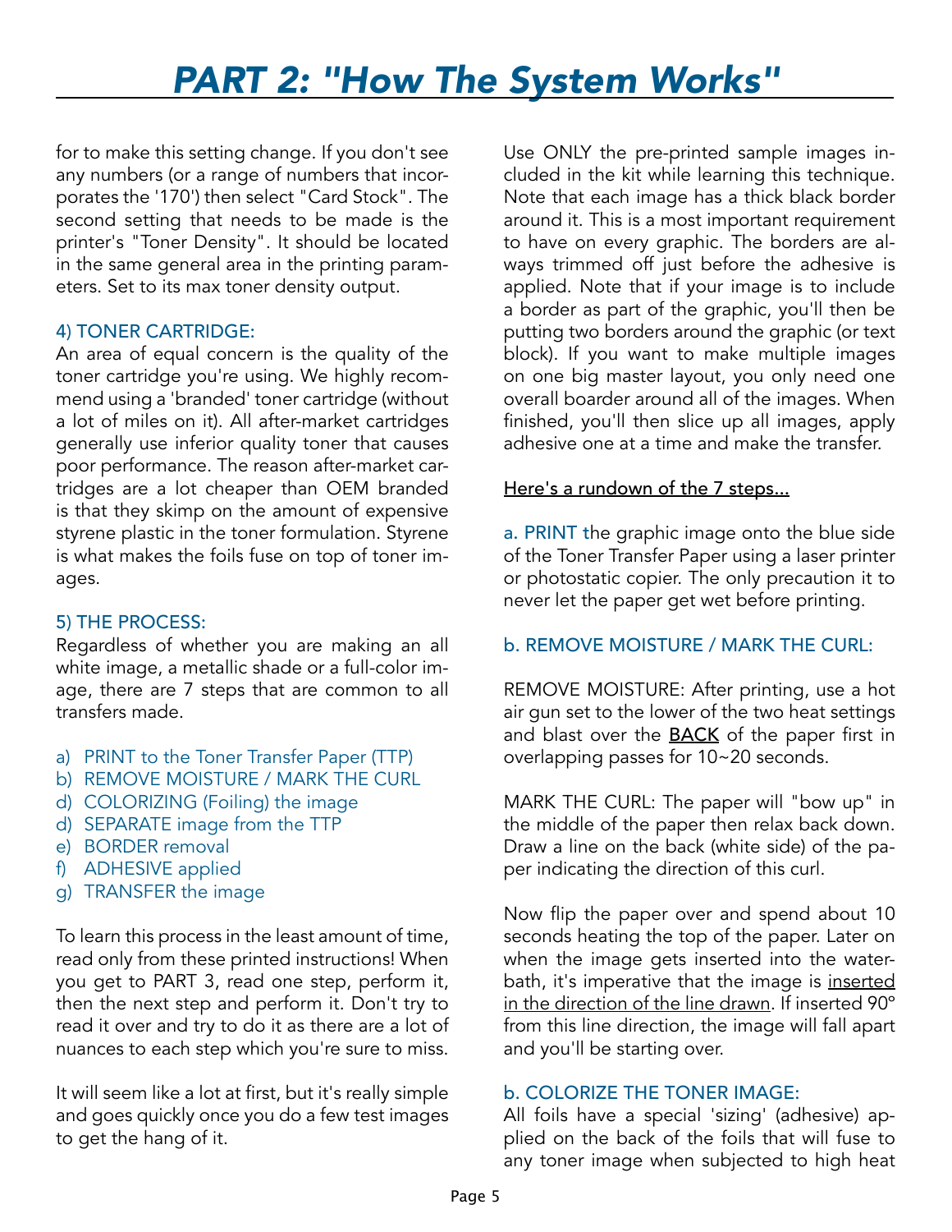# PART 2: "How The System Works"

for to make this setting change. If you don't see any numbers (or a range of numbers that incorporates the '170') then select "Card Stock". The second setting that needs to be made is the printer's "Toner Density". It should be located in the same general area in the printing parameters. Set to its max toner density output.

### 4) TONER CARTRIDGE:

An area of equal concern is the quality of the toner cartridge you're using. We highly recommend using a 'branded' toner cartridge (without a lot of miles on it). All after-market cartridges generally use inferior quality toner that causes poor performance. The reason after-market cartridges are a lot cheaper than OEM branded is that they skimp on the amount of expensive styrene plastic in the toner formulation. Styrene is what makes the foils fuse on top of toner images.

### 5) THE PROCESS:

Regardless of whether you are making an all white image, a metallic shade or a full-color image, there are 7 steps that are common to all transfers made.

a) PRINT to the Toner Transfer Paper (TTP)
b) REMOVE MOISTURE / MARK THE CURL
d) COLORIZING (Foiling) the image
d) SEPARATE image from the TTP
e) BORDER removal
f) ADHESIVE applied
g) TRANSFER the image

To learn this process in the least amount of time, read only from these printed instructions! When you get to PART 3, read one step, perform it, then the next step and perform it. Don't try to read it over and try to do it as there are a lot of nuances to each step which you're sure to miss.

It will seem like a lot at first, but it's really simple and goes quickly once you do a few test images to get the hang of it.

Use ONLY the pre-printed sample images included in the kit while learning this technique. Note that each image has a thick black border around it. This is a most important requirement to have on every graphic. The borders are always trimmed off just before the adhesive is applied. Note that if your image is to include a border as part of the graphic, you'll then be putting two borders around the graphic (or text block). If you want to make multiple images on one big master layout, you only need one overall boarder around all of the images. When finished, you'll then slice up all images, apply adhesive one at a time and make the transfer.

<u>Here's a rundown of the 7 steps...</u>

a. PRINT the graphic image onto the blue side of the Toner Transfer Paper using a laser printer or photostatic copier. The only precaution it to never let the paper get wet before printing.

### b. REMOVE MOISTURE / MARK THE CURL:

REMOVE MOISTURE: After printing, use a hot air gun set to the lower of the two heat settings and blast over the <u>BACK</u> of the paper first in overlapping passes for 10~20 seconds.

MARK THE CURL: The paper will "bow up" in the middle of the paper then relax back down. Draw a line on the back (white side) of the paper indicating the direction of this curl.

Now flip the paper over and spend about 10 seconds heating the top of the paper. Later on when the image gets inserted into the water-bath, it's imperative that the image is <u>inserted in the direction of the line drawn</u>. If inserted 90° from this line direction, the image will fall apart and you'll be starting over.

### b. COLORIZE THE TONER IMAGE:

All foils have a special 'sizing' (adhesive) applied on the back of the foils that will fuse to any toner image when subjected to high heat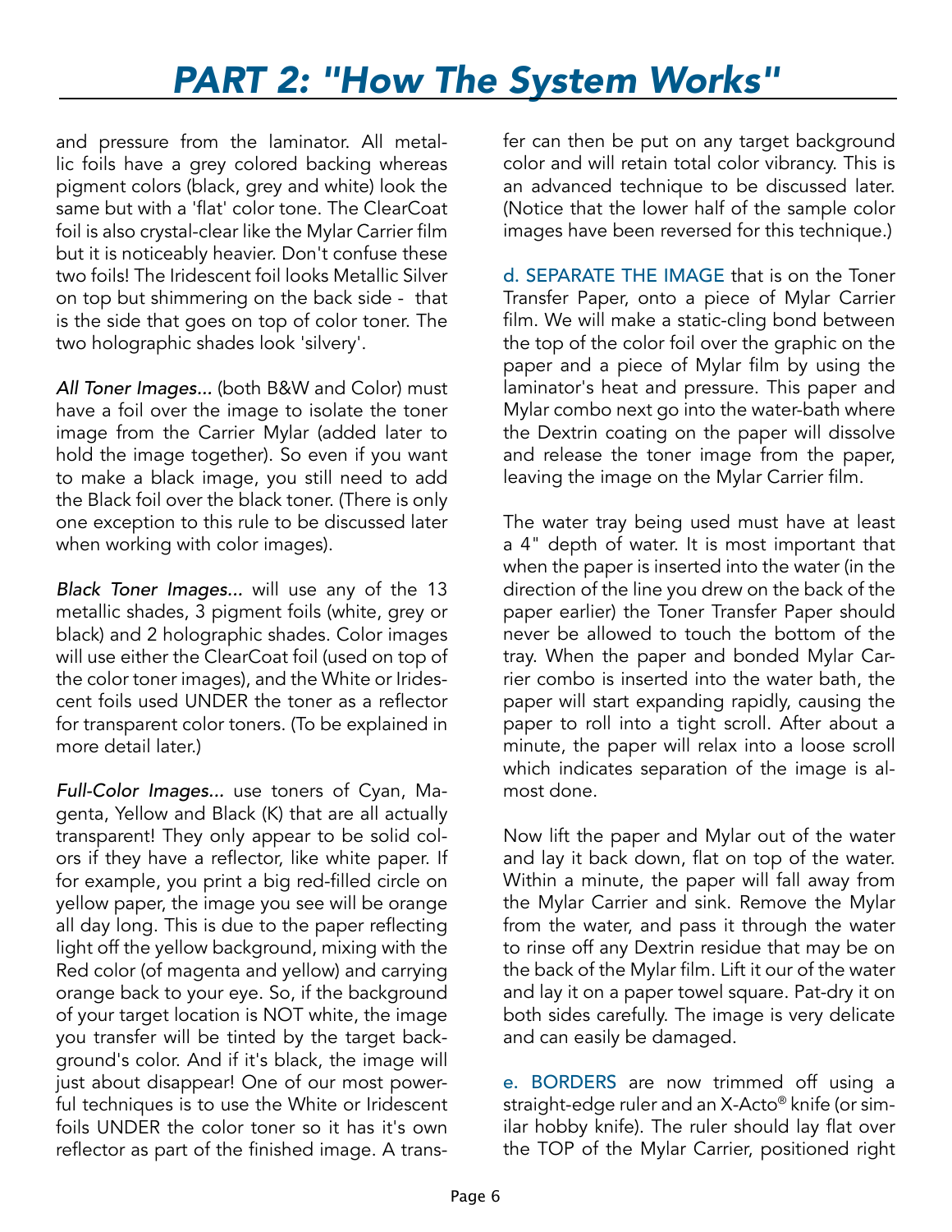# PART 2: "How The System Works"

and pressure from the laminator. All metallic foils have a grey colored backing whereas pigment colors (black, grey and white) look the same but with a 'flat' color tone. The ClearCoat foil is also crystal-clear like the Mylar Carrier film but it is noticeably heavier. Don't confuse these two foils! The Iridescent foil looks Metallic Silver on top but shimmering on the back side - that is the side that goes on top of color toner. The two holographic shades look 'silvery'.

*All Toner Images...* (both B&W and Color) must have a foil over the image to isolate the toner image from the Carrier Mylar (added later to hold the image together). So even if you want to make a black image, you still need to add the Black foil over the black toner. (There is only one exception to this rule to be discussed later when working with color images).

*Black Toner Images...* will use any of the 13 metallic shades, 3 pigment foils (white, grey or black) and 2 holographic shades. Color images will use either the ClearCoat foil (used on top of the color toner images), and the White or Iridescent foils used UNDER the toner as a reflector for transparent color toners. (To be explained in more detail later.)

*Full-Color Images...* use toners of Cyan, Magenta, Yellow and Black (K) that are all actually transparent! They only appear to be solid colors if they have a reflector, like white paper. If for example, you print a big red-filled circle on yellow paper, the image you see will be orange all day long. This is due to the paper reflecting light off the yellow background, mixing with the Red color (of magenta and yellow) and carrying orange back to your eye. So, if the background of your target location is NOT white, the image you transfer will be tinted by the target background's color. And if it's black, the image will just about disappear! One of our most powerful techniques is to use the White or Iridescent foils UNDER the color toner so it has it's own reflector as part of the finished image. A transfer can then be put on any target background color and will retain total color vibrancy. This is an advanced technique to be discussed later. (Notice that the lower half of the sample color images have been reversed for this technique.)

d. SEPARATE THE IMAGE that is on the Toner Transfer Paper, onto a piece of Mylar Carrier film. We will make a static-cling bond between the top of the color foil over the graphic on the paper and a piece of Mylar film by using the laminator's heat and pressure. This paper and Mylar combo next go into the water-bath where the Dextrin coating on the paper will dissolve and release the toner image from the paper, leaving the image on the Mylar Carrier film.

The water tray being used must have at least a 4" depth of water. It is most important that when the paper is inserted into the water (in the direction of the line you drew on the back of the paper earlier) the Toner Transfer Paper should never be allowed to touch the bottom of the tray. When the paper and bonded Mylar Carrier combo is inserted into the water bath, the paper will start expanding rapidly, causing the paper to roll into a tight scroll. After about a minute, the paper will relax into a loose scroll which indicates separation of the image is almost done.

Now lift the paper and Mylar out of the water and lay it back down, flat on top of the water. Within a minute, the paper will fall away from the Mylar Carrier and sink. Remove the Mylar from the water, and pass it through the water to rinse off any Dextrin residue that may be on the back of the Mylar film. Lift it our of the water and lay it on a paper towel square. Pat-dry it on both sides carefully. The image is very delicate and can easily be damaged.

e. BORDERS are now trimmed off using a straight-edge ruler and an X-Acto® knife (or similar hobby knife). The ruler should lay flat over the TOP of the Mylar Carrier, positioned right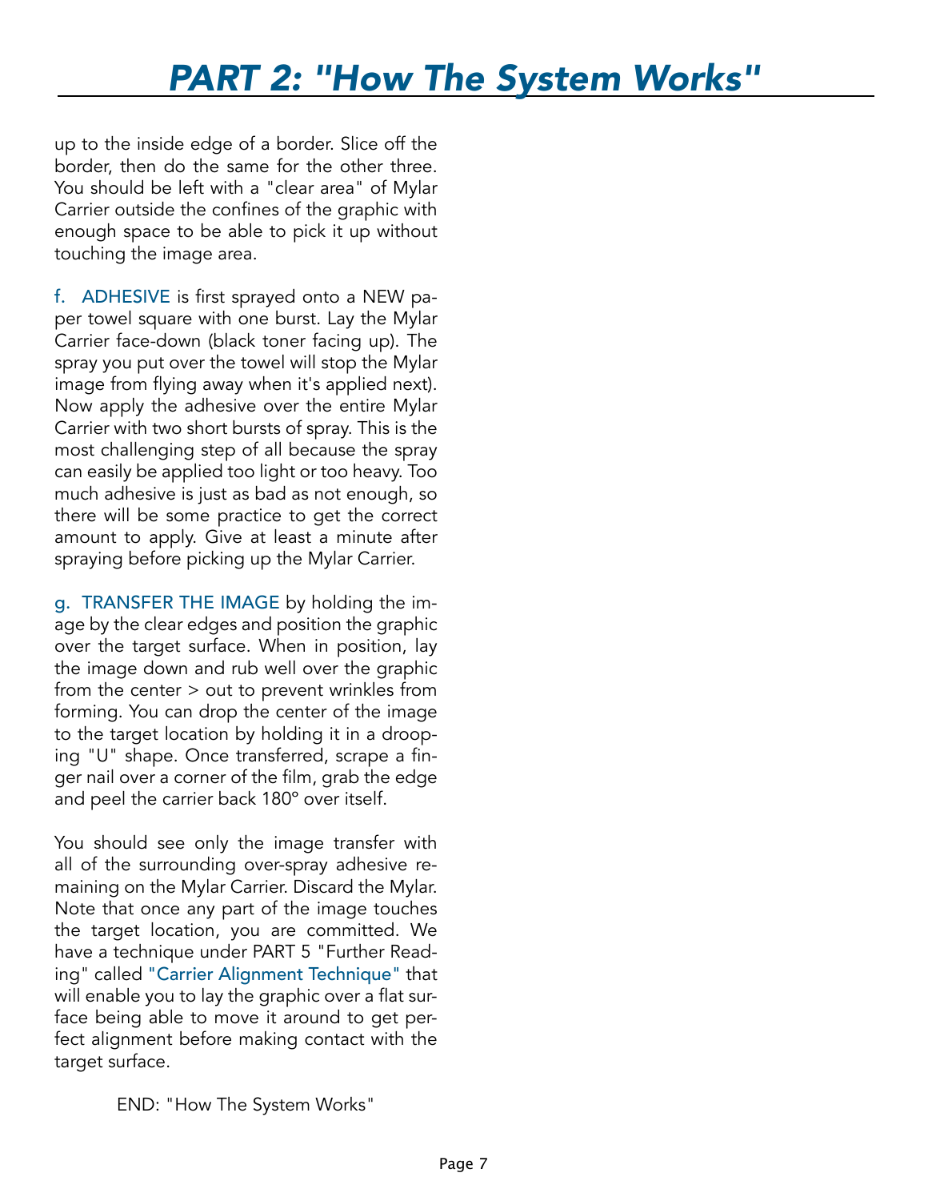# PART 2: "How The System Works"

up to the inside edge of a border. Slice off the border, then do the same for the other three. You should be left with a "clear area" of Mylar Carrier outside the confines of the graphic with enough space to be able to pick it up without touching the image area.

f. ADHESIVE is first sprayed onto a NEW paper towel square with one burst. Lay the Mylar Carrier face-down (black toner facing up). The spray you put over the towel will stop the Mylar image from flying away when it's applied next). Now apply the adhesive over the entire Mylar Carrier with two short bursts of spray. This is the most challenging step of all because the spray can easily be applied too light or too heavy. Too much adhesive is just as bad as not enough, so there will be some practice to get the correct amount to apply. Give at least a minute after spraying before picking up the Mylar Carrier.

g. TRANSFER THE IMAGE by holding the image by the clear edges and position the graphic over the target surface. When in position, lay the image down and rub well over the graphic from the center > out to prevent wrinkles from forming. You can drop the center of the image to the target location by holding it in a drooping "U" shape. Once transferred, scrape a finger nail over a corner of the film, grab the edge and peel the carrier back 180° over itself.

You should see only the image transfer with all of the surrounding over-spray adhesive remaining on the Mylar Carrier. Discard the Mylar. Note that once any part of the image touches the target location, you are committed. We have a technique under PART 5 "Further Reading" called "Carrier Alignment Technique" that will enable you to lay the graphic over a flat surface being able to move it around to get perfect alignment before making contact with the target surface.

END: "How The System Works"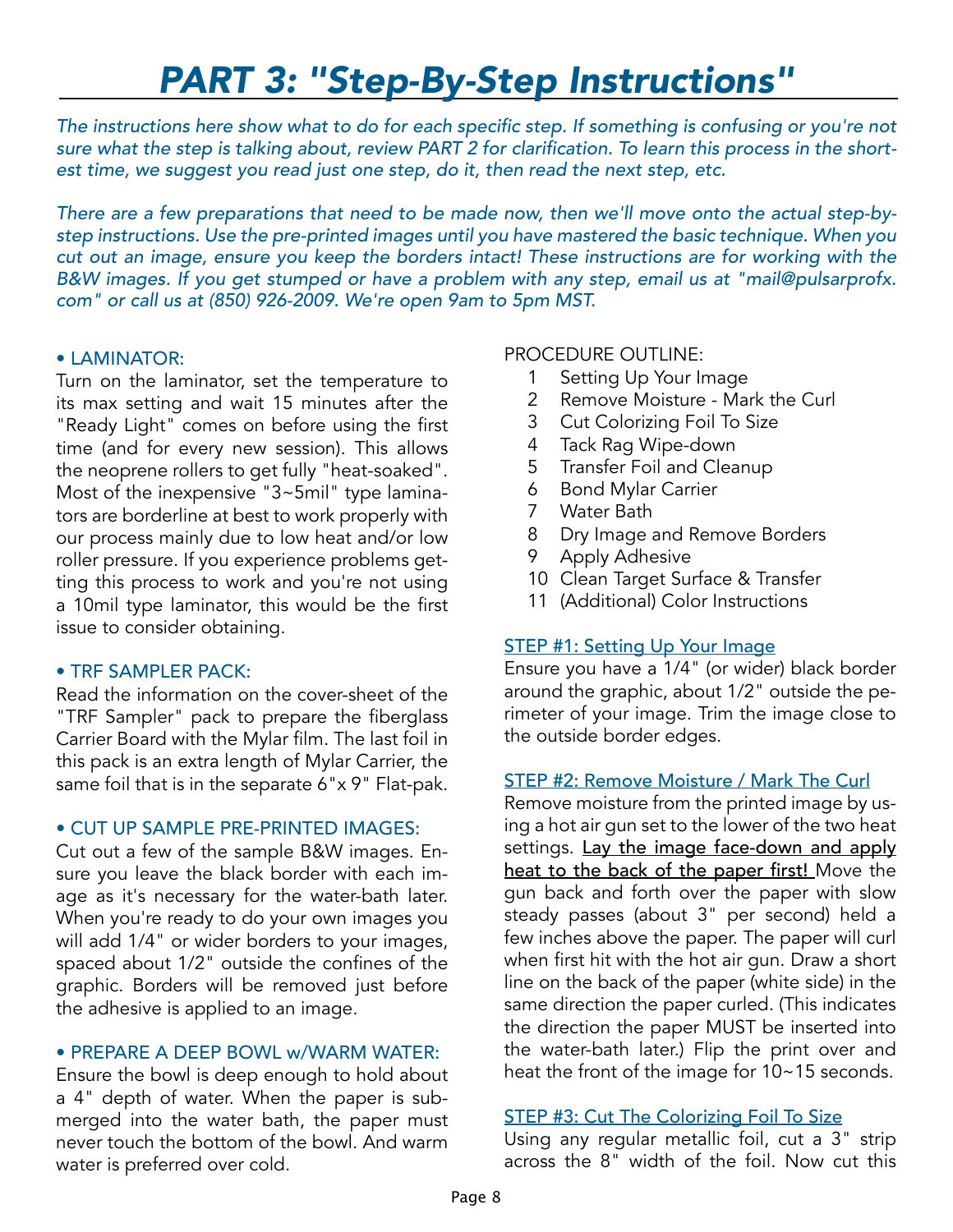# PART 3: "Step-By-Step Instructions"

*The instructions here show what to do for each specific step. If something is confusing or you're not sure what the step is talking about, review PART 2 for clarification. To learn this process in the shortest time, we suggest you read just one step, do it, then read the next step, etc.*

*There are a few preparations that need to be made now, then we'll move onto the actual step-by-step instructions. Use the pre-printed images until you have mastered the basic technique. When you cut out an image, ensure you keep the borders intact! These instructions are for working with the B&W images. If you get stumped or have a problem with any step, email us at "mail@pulsarprofx.com" or call us at (850) 926-2009. We're open 9am to 5pm MST.*

### • LAMINATOR:

Turn on the laminator, set the temperature to its max setting and wait 15 minutes after the "Ready Light" comes on before using the first time (and for every new session). This allows the neoprene rollers to get fully "heat-soaked". Most of the inexpensive "3~5mil" type laminators are borderline at best to work properly with our process mainly due to low heat and/or low roller pressure. If you experience problems getting this process to work and you're not using a 10mil type laminator, this would be the first issue to consider obtaining.

### • TRF SAMPLER PACK:

Read the information on the cover-sheet of the "TRF Sampler" pack to prepare the fiberglass Carrier Board with the Mylar film. The last foil in this pack is an extra length of Mylar Carrier, the same foil that is in the separate 6"x 9" Flat-pak.

### • CUT UP SAMPLE PRE-PRINTED IMAGES:

Cut out a few of the sample B&W images. Ensure you leave the black border with each image as it's necessary for the water-bath later. When you're ready to do your own images you will add 1/4" or wider borders to your images, spaced about 1/2" outside the confines of the graphic. Borders will be removed just before the adhesive is applied to an image.

### • PREPARE A DEEP BOWL w/WARM WATER:

Ensure the bowl is deep enough to hold about a 4" depth of water. When the paper is submerged into the water bath, the paper must never touch the bottom of the bowl. And warm water is preferred over cold.

PROCEDURE OUTLINE:

1. Setting Up Your Image
2. Remove Moisture - Mark the Curl
3. Cut Colorizing Foil To Size
4. Tack Rag Wipe-down
5. Transfer Foil and Cleanup
6. Bond Mylar Carrier
7. Water Bath
8. Dry Image and Remove Borders
9. Apply Adhesive
10. Clean Target Surface & Transfer
11. (Additional) Color Instructions

### STEP #1: Setting Up Your Image

Ensure you have a 1/4" (or wider) black border around the graphic, about 1/2" outside the perimeter of your image. Trim the image close to the outside border edges.

### STEP #2: Remove Moisture / Mark The Curl

Remove moisture from the printed image by using a hot air gun set to the lower of the two heat settings. Lay the image face-down and apply heat to the back of the paper first! Move the gun back and forth over the paper with slow steady passes (about 3" per second) held a few inches above the paper. The paper will curl when first hit with the hot air gun. Draw a short line on the back of the paper (white side) in the same direction the paper curled. (This indicates the direction the paper MUST be inserted into the water-bath later.) Flip the print over and heat the front of the image for 10~15 seconds.

### STEP #3: Cut The Colorizing Foil To Size

Using any regular metallic foil, cut a 3" strip across the 8" width of the foil. Now cut this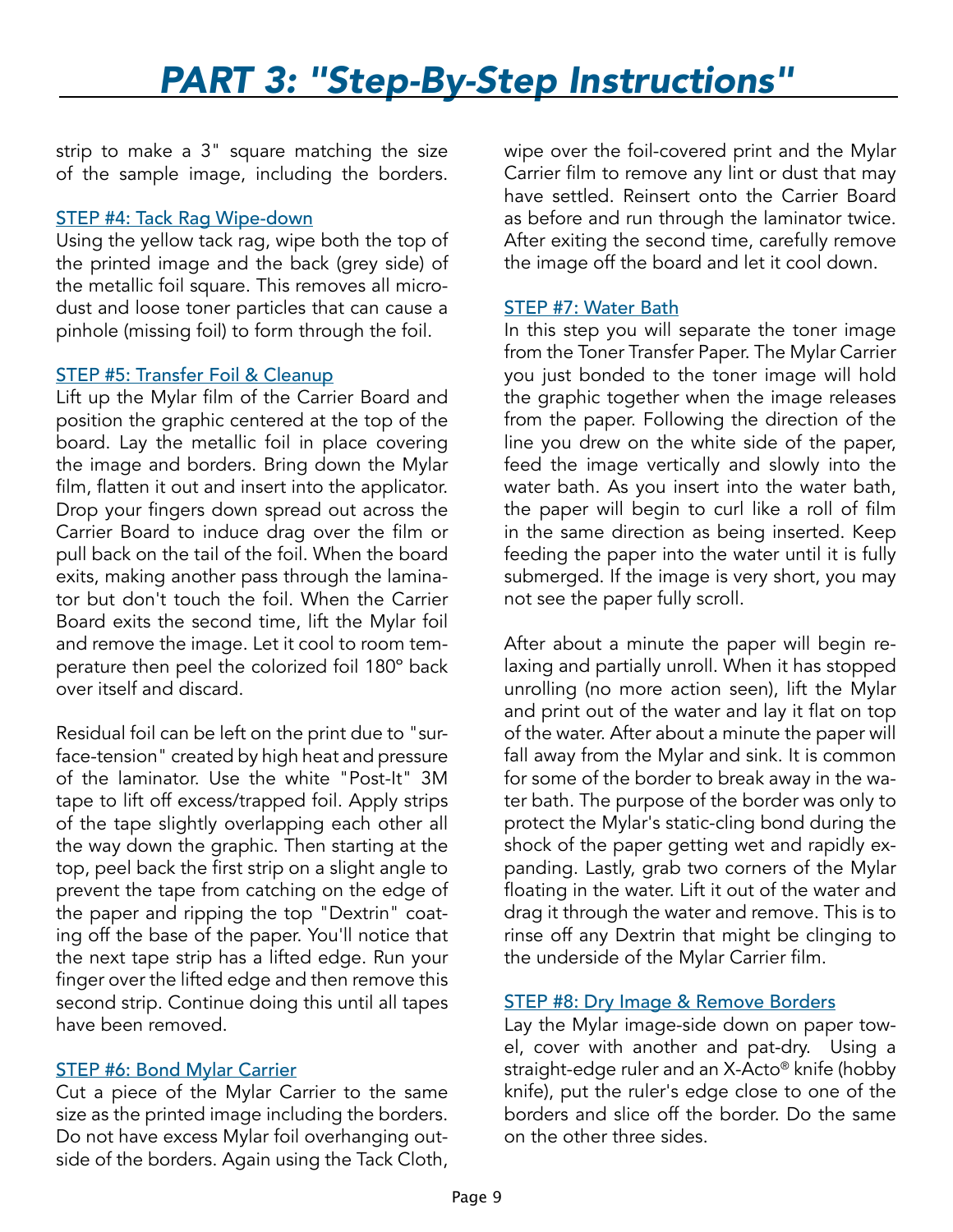# PART 3: "Step-By-Step Instructions"

strip to make a 3" square matching the size of the sample image, including the borders.

### STEP #4: Tack Rag Wipe-down

Using the yellow tack rag, wipe both the top of the printed image and the back (grey side) of the metallic foil square. This removes all micro-dust and loose toner particles that can cause a pinhole (missing foil) to form through the foil.

### STEP #5: Transfer Foil & Cleanup

Lift up the Mylar film of the Carrier Board and position the graphic centered at the top of the board. Lay the metallic foil in place covering the image and borders. Bring down the Mylar film, flatten it out and insert into the applicator. Drop your fingers down spread out across the Carrier Board to induce drag over the film or pull back on the tail of the foil. When the board exits, making another pass through the laminator but don't touch the foil. When the Carrier Board exits the second time, lift the Mylar foil and remove the image. Let it cool to room temperature then peel the colorized foil 180º back over itself and discard.

Residual foil can be left on the print due to "surface-tension" created by high heat and pressure of the laminator. Use the white "Post-It" 3M tape to lift off excess/trapped foil. Apply strips of the tape slightly overlapping each other all the way down the graphic. Then starting at the top, peel back the first strip on a slight angle to prevent the tape from catching on the edge of the paper and ripping the top "Dextrin" coating off the base of the paper. You'll notice that the next tape strip has a lifted edge. Run your finger over the lifted edge and then remove this second strip. Continue doing this until all tapes have been removed.

### STEP #6: Bond Mylar Carrier

Cut a piece of the Mylar Carrier to the same size as the printed image including the borders. Do not have excess Mylar foil overhanging outside of the borders. Again using the Tack Cloth, wipe over the foil-covered print and the Mylar Carrier film to remove any lint or dust that may have settled. Reinsert onto the Carrier Board as before and run through the laminator twice. After exiting the second time, carefully remove the image off the board and let it cool down.

### STEP #7: Water Bath

In this step you will separate the toner image from the Toner Transfer Paper. The Mylar Carrier you just bonded to the toner image will hold the graphic together when the image releases from the paper. Following the direction of the line you drew on the white side of the paper, feed the image vertically and slowly into the water bath. As you insert into the water bath, the paper will begin to curl like a roll of film in the same direction as being inserted. Keep feeding the paper into the water until it is fully submerged. If the image is very short, you may not see the paper fully scroll.

After about a minute the paper will begin relaxing and partially unroll. When it has stopped unrolling (no more action seen), lift the Mylar and print out of the water and lay it flat on top of the water. After about a minute the paper will fall away from the Mylar and sink. It is common for some of the border to break away in the water bath. The purpose of the border was only to protect the Mylar's static-cling bond during the shock of the paper getting wet and rapidly expanding. Lastly, grab two corners of the Mylar floating in the water. Lift it out of the water and drag it through the water and remove. This is to rinse off any Dextrin that might be clinging to the underside of the Mylar Carrier film.

### STEP #8: Dry Image & Remove Borders

Lay the Mylar image-side down on paper towel, cover with another and pat-dry. Using a straight-edge ruler and an X-Acto® knife (hobby knife), put the ruler's edge close to one of the borders and slice off the border. Do the same on the other three sides.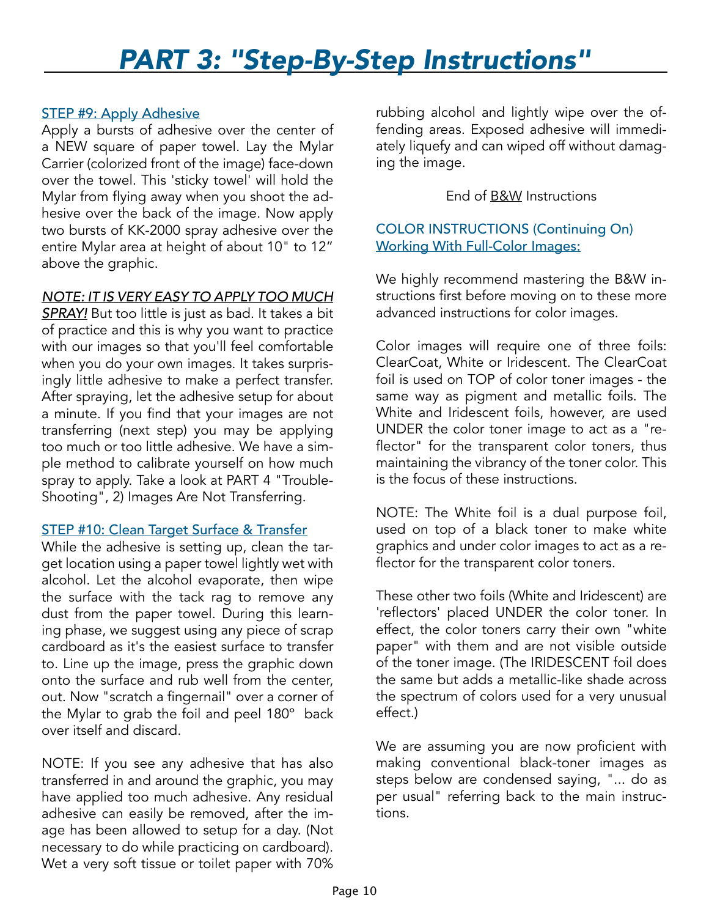# *PART 3: "Step-By-Step Instructions"*

STEP #9: Apply Adhesive

Apply a bursts of adhesive over the center of a NEW square of paper towel. Lay the Mylar Carrier (colorized front of the image) face-down over the towel. This 'sticky towel' will hold the Mylar from flying away when you shoot the adhesive over the back of the image. Now apply two bursts of KK-2000 spray adhesive over the entire Mylar area at height of about 10" to 12" above the graphic.

***NOTE: IT IS VERY EASY TO APPLY TOO MUCH SPRAY!*** But too little is just as bad. It takes a bit of practice and this is why you want to practice with our images so that you'll feel comfortable when you do your own images. It takes surprisingly little adhesive to make a perfect transfer. After spraying, let the adhesive setup for about a minute. If you find that your images are not transferring (next step) you may be applying too much or too little adhesive. We have a simple method to calibrate yourself on how much spray to apply. Take a look at PART 4 "Trouble-Shooting", 2) Images Are Not Transferring.

STEP #10: Clean Target Surface & Transfer

While the adhesive is setting up, clean the target location using a paper towel lightly wet with alcohol. Let the alcohol evaporate, then wipe the surface with the tack rag to remove any dust from the paper towel. During this learning phase, we suggest using any piece of scrap cardboard as it's the easiest surface to transfer to. Line up the image, press the graphic down onto the surface and rub well from the center, out. Now "scratch a fingernail" over a corner of the Mylar to grab the foil and peel 180° back over itself and discard.

NOTE: If you see any adhesive that has also transferred in and around the graphic, you may have applied too much adhesive. Any residual adhesive can easily be removed, after the image has been allowed to setup for a day. (Not necessary to do while practicing on cardboard). Wet a very soft tissue or toilet paper with 70% rubbing alcohol and lightly wipe over the offending areas. Exposed adhesive will immediately liquefy and can wiped off without damaging the image.

End of B&W Instructions

COLOR INSTRUCTIONS (Continuing On)
Working With Full-Color Images:

We highly recommend mastering the B&W instructions first before moving on to these more advanced instructions for color images.

Color images will require one of three foils: ClearCoat, White or Iridescent. The ClearCoat foil is used on TOP of color toner images - the same way as pigment and metallic foils. The White and Iridescent foils, however, are used UNDER the color toner image to act as a "reflector" for the transparent color toners, thus maintaining the vibrancy of the toner color. This is the focus of these instructions.

NOTE: The White foil is a dual purpose foil, used on top of a black toner to make white graphics and under color images to act as a reflector for the transparent color toners.

These other two foils (White and Iridescent) are 'reflectors' placed UNDER the color toner. In effect, the color toners carry their own "white paper" with them and are not visible outside of the toner image. (The IRIDESCENT foil does the same but adds a metallic-like shade across the spectrum of colors used for a very unusual effect.)

We are assuming you are now proficient with making conventional black-toner images as steps below are condensed saying, "... do as per usual" referring back to the main instructions.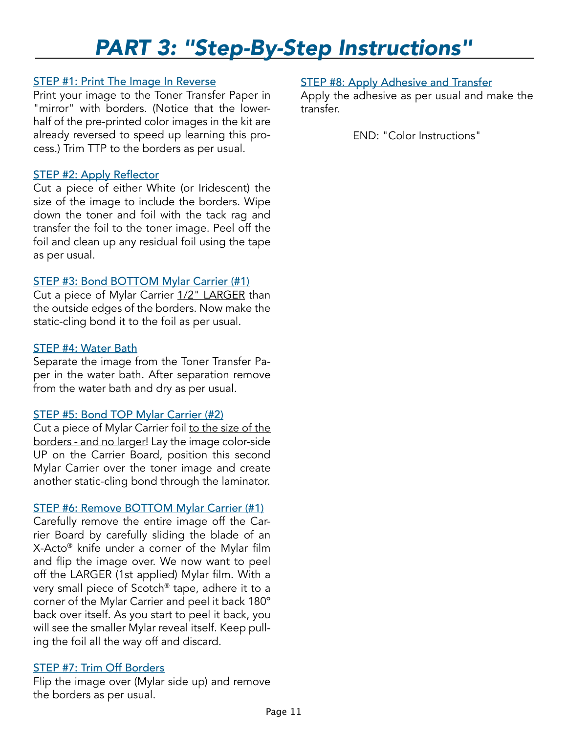# *PART 3: "Step-By-Step Instructions"*

STEP #1: Print The Image In Reverse

Print your image to the Toner Transfer Paper in "mirror" with borders. (Notice that the lower-half of the pre-printed color images in the kit are already reversed to speed up learning this process.) Trim TTP to the borders as per usual.

STEP #2: Apply Reflector

Cut a piece of either White (or Iridescent) the size of the image to include the borders. Wipe down the toner and foil with the tack rag and transfer the foil to the toner image. Peel off the foil and clean up any residual foil using the tape as per usual.

STEP #3: Bond BOTTOM Mylar Carrier (#1)

Cut a piece of Mylar Carrier 1/2" LARGER than the outside edges of the borders. Now make the static-cling bond it to the foil as per usual.

STEP #4: Water Bath

Separate the image from the Toner Transfer Paper in the water bath. After separation remove from the water bath and dry as per usual.

STEP #5: Bond TOP Mylar Carrier (#2)

Cut a piece of Mylar Carrier foil to the size of the borders - and no larger! Lay the image color-side UP on the Carrier Board, position this second Mylar Carrier over the toner image and create another static-cling bond through the laminator.

STEP #6: Remove BOTTOM Mylar Carrier (#1)

Carefully remove the entire image off the Carrier Board by carefully sliding the blade of an X-Acto® knife under a corner of the Mylar film and flip the image over. We now want to peel off the LARGER (1st applied) Mylar film. With a very small piece of Scotch® tape, adhere it to a corner of the Mylar Carrier and peel it back 180° back over itself. As you start to peel it back, you will see the smaller Mylar reveal itself. Keep pulling the foil all the way off and discard.

STEP #7: Trim Off Borders

Flip the image over (Mylar side up) and remove the borders as per usual.

STEP #8: Apply Adhesive and Transfer

Apply the adhesive as per usual and make the transfer.

END: "Color Instructions"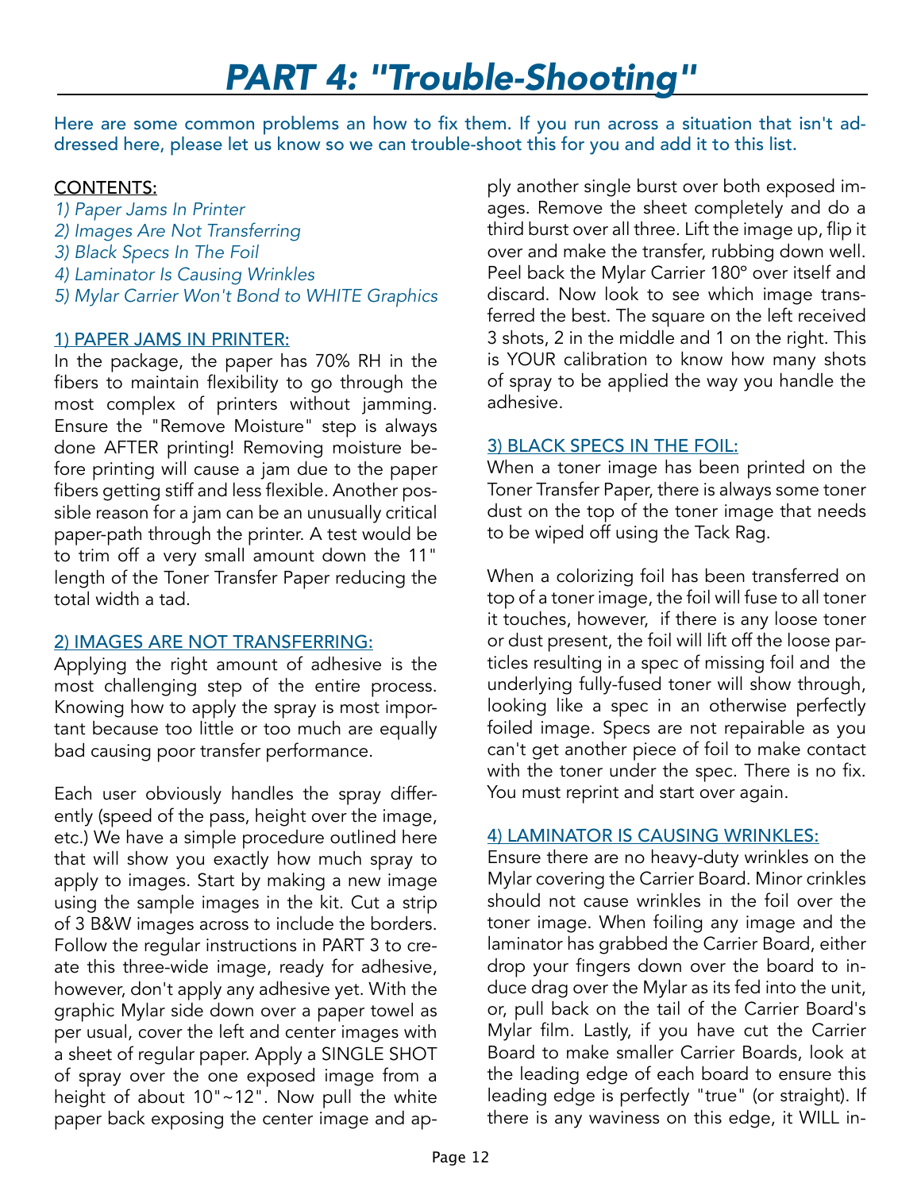# PART 4: "Trouble-Shooting"

Here are some common problems an how to fix them. If you run across a situation that isn't addressed here, please let us know so we can trouble-shoot this for you and add it to this list.

CONTENTS:

*1) Paper Jams In Printer*
*2) Images Are Not Transferring*
*3) Black Specs In The Foil*
*4) Laminator Is Causing Wrinkles*
*5) Mylar Carrier Won't Bond to WHITE Graphics*

## 1) PAPER JAMS IN PRINTER:

In the package, the paper has 70% RH in the fibers to maintain flexibility to go through the most complex of printers without jamming. Ensure the "Remove Moisture" step is always done AFTER printing! Removing moisture before printing will cause a jam due to the paper fibers getting stiff and less flexible. Another possible reason for a jam can be an unusually critical paper-path through the printer. A test would be to trim off a very small amount down the 11" length of the Toner Transfer Paper reducing the total width a tad.

## 2) IMAGES ARE NOT TRANSFERRING:

Applying the right amount of adhesive is the most challenging step of the entire process. Knowing how to apply the spray is most important because too little or too much are equally bad causing poor transfer performance.

Each user obviously handles the spray differently (speed of the pass, height over the image, etc.) We have a simple procedure outlined here that will show you exactly how much spray to apply to images. Start by making a new image using the sample images in the kit. Cut a strip of 3 B&W images across to include the borders. Follow the regular instructions in PART 3 to create this three-wide image, ready for adhesive, however, don't apply any adhesive yet. With the graphic Mylar side down over a paper towel as per usual, cover the left and center images with a sheet of regular paper. Apply a SINGLE SHOT of spray over the one exposed image from a height of about 10"~12". Now pull the white paper back exposing the center image and apply another single burst over both exposed images. Remove the sheet completely and do a third burst over all three. Lift the image up, flip it over and make the transfer, rubbing down well. Peel back the Mylar Carrier 180° over itself and discard. Now look to see which image transferred the best. The square on the left received 3 shots, 2 in the middle and 1 on the right. This is YOUR calibration to know how many shots of spray to be applied the way you handle the adhesive.

## 3) BLACK SPECS IN THE FOIL:

When a toner image has been printed on the Toner Transfer Paper, there is always some toner dust on the top of the toner image that needs to be wiped off using the Tack Rag.

When a colorizing foil has been transferred on top of a toner image, the foil will fuse to all toner it touches, however, if there is any loose toner or dust present, the foil will lift off the loose particles resulting in a spec of missing foil and the underlying fully-fused toner will show through, looking like a spec in an otherwise perfectly foiled image. Specs are not repairable as you can't get another piece of foil to make contact with the toner under the spec. There is no fix. You must reprint and start over again.

## 4) LAMINATOR IS CAUSING WRINKLES:

Ensure there are no heavy-duty wrinkles on the Mylar covering the Carrier Board. Minor crinkles should not cause wrinkles in the foil over the toner image. When foiling any image and the laminator has grabbed the Carrier Board, either drop your fingers down over the board to induce drag over the Mylar as its fed into the unit, or, pull back on the tail of the Carrier Board's Mylar film. Lastly, if you have cut the Carrier Board to make smaller Carrier Boards, look at the leading edge of each board to ensure this leading edge is perfectly "true" (or straight). If there is any waviness on this edge, it WILL in-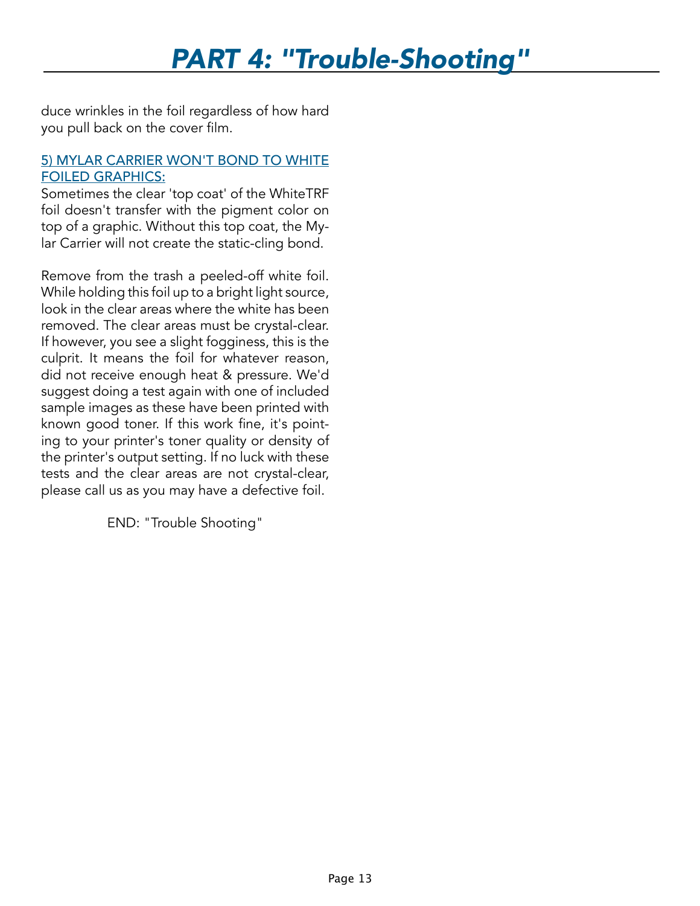# PART 4: "Trouble-Shooting"

duce wrinkles in the foil regardless of how hard you pull back on the cover film.

5) MYLAR CARRIER WON'T BOND TO WHITE FOILED GRAPHICS:

Sometimes the clear 'top coat' of the WhiteTRF foil doesn't transfer with the pigment color on top of a graphic. Without this top coat, the Mylar Carrier will not create the static-cling bond.

Remove from the trash a peeled-off white foil. While holding this foil up to a bright light source, look in the clear areas where the white has been removed. The clear areas must be crystal-clear. If however, you see a slight fogginess, this is the culprit. It means the foil for whatever reason, did not receive enough heat & pressure. We'd suggest doing a test again with one of included sample images as these have been printed with known good toner. If this work fine, it's pointing to your printer's toner quality or density of the printer's output setting. If no luck with these tests and the clear areas are not crystal-clear, please call us as you may have a defective foil.

END: "Trouble Shooting"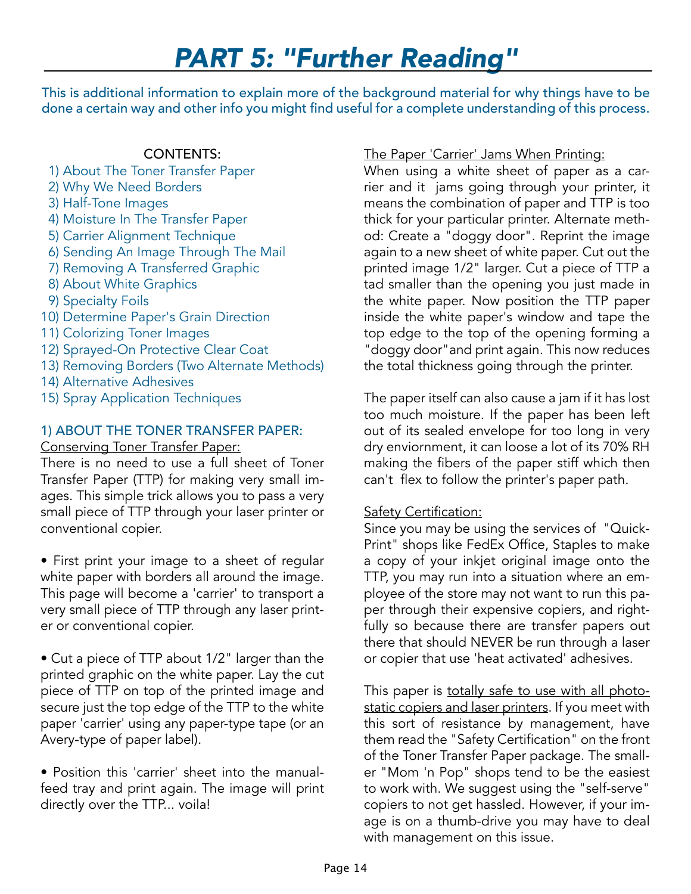# PART 5: "Further Reading"

This is additional information to explain more of the background material for why things have to be done a certain way and other info you might find useful for a complete understanding of this process.

CONTENTS:

1) About The Toner Transfer Paper
2) Why We Need Borders
3) Half-Tone Images
4) Moisture In The Transfer Paper
5) Carrier Alignment Technique
6) Sending An Image Through The Mail
7) Removing A Transferred Graphic
8) About White Graphics
9) Specialty Foils
10) Determine Paper's Grain Direction
11) Colorizing Toner Images
12) Sprayed-On Protective Clear Coat
13) Removing Borders (Two Alternate Methods)
14) Alternative Adhesives
15) Spray Application Techniques

## 1) ABOUT THE TONER TRANSFER PAPER:

### Conserving Toner Transfer Paper:

There is no need to use a full sheet of Toner Transfer Paper (TTP) for making very small images. This simple trick allows you to pass a very small piece of TTP through your laser printer or conventional copier.

- First print your image to a sheet of regular white paper with borders all around the image. This page will become a 'carrier' to transport a very small piece of TTP through any laser printer or conventional copier.

- Cut a piece of TTP about 1/2" larger than the printed graphic on the white paper. Lay the cut piece of TTP on top of the printed image and secure just the top edge of the TTP to the white paper 'carrier' using any paper-type tape (or an Avery-type of paper label).

- Position this 'carrier' sheet into the manual-feed tray and print again. The image will print directly over the TTP... voila!

### The Paper 'Carrier' Jams When Printing:

When using a white sheet of paper as a carrier and it jams going through your printer, it means the combination of paper and TTP is too thick for your particular printer. Alternate method: Create a "doggy door". Reprint the image again to a new sheet of white paper. Cut out the printed image 1/2" larger. Cut a piece of TTP a tad smaller than the opening you just made in the white paper. Now position the TTP paper inside the white paper's window and tape the top edge to the top of the opening forming a "doggy door"and print again. This now reduces the total thickness going through the printer.

The paper itself can also cause a jam if it has lost too much moisture. If the paper has been left out of its sealed envelope for too long in very dry enviornment, it can loose a lot of its 70% RH making the fibers of the paper stiff which then can't flex to follow the printer's paper path.

### Safety Certification:

Since you may be using the services of "Quick-Print" shops like FedEx Office, Staples to make a copy of your inkjet original image onto the TTP, you may run into a situation where an employee of the store may not want to run this paper through their expensive copiers, and rightfully so because there are transfer papers out there that should NEVER be run through a laser or copier that use 'heat activated' adhesives.

This paper is totally safe to use with all photostatic copiers and laser printers. If you meet with this sort of resistance by management, have them read the "Safety Certification" on the front of the Toner Transfer Paper package. The smaller "Mom 'n Pop" shops tend to be the easiest to work with. We suggest using the "self-serve" copiers to not get hassled. However, if your image is on a thumb-drive you may have to deal with management on this issue.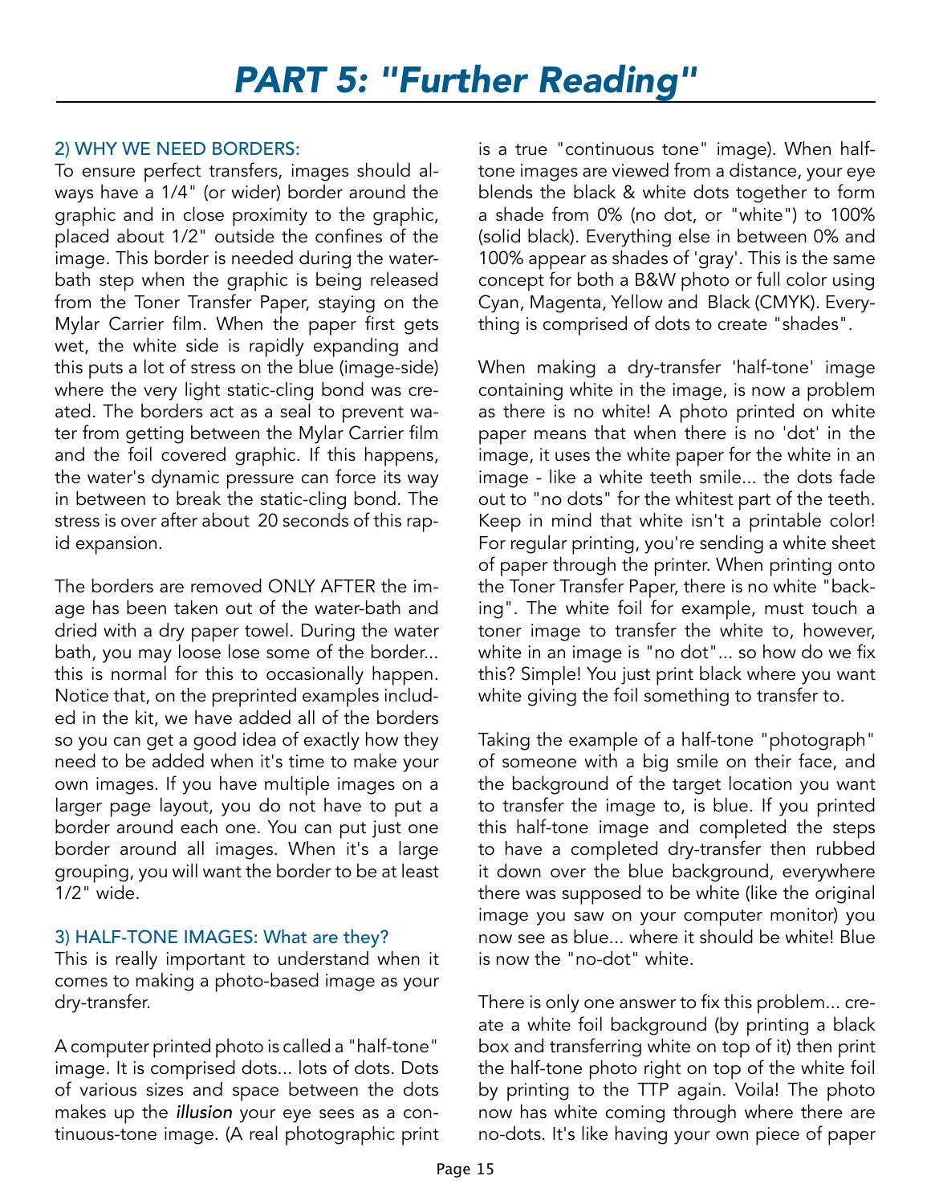# PART 5: "Further Reading"

### 2) WHY WE NEED BORDERS:

To ensure perfect transfers, images should always have a 1/4" (or wider) border around the graphic and in close proximity to the graphic, placed about 1/2" outside the confines of the image. This border is needed during the water-bath step when the graphic is being released from the Toner Transfer Paper, staying on the Mylar Carrier film. When the paper first gets wet, the white side is rapidly expanding and this puts a lot of stress on the blue (image-side) where the very light static-cling bond was created. The borders act as a seal to prevent water from getting between the Mylar Carrier film and the foil covered graphic. If this happens, the water's dynamic pressure can force its way in between to break the static-cling bond. The stress is over after about 20 seconds of this rapid expansion.

The borders are removed ONLY AFTER the image has been taken out of the water-bath and dried with a dry paper towel. During the water bath, you may loose lose some of the border... this is normal for this to occasionally happen. Notice that, on the preprinted examples included in the kit, we have added all of the borders so you can get a good idea of exactly how they need to be added when it's time to make your own images. If you have multiple images on a larger page layout, you do not have to put a border around each one. You can put just one border around all images. When it's a large grouping, you will want the border to be at least 1/2" wide.

### 3) HALF-TONE IMAGES: What are they?

This is really important to understand when it comes to making a photo-based image as your dry-transfer.

A computer printed photo is called a "half-tone" image. It is comprised dots... lots of dots. Dots of various sizes and space between the dots makes up the *illusion* your eye sees as a continuous-tone image. (A real photographic print is a true "continuous tone" image). When half-tone images are viewed from a distance, your eye blends the black & white dots together to form a shade from 0% (no dot, or "white") to 100% (solid black). Everything else in between 0% and 100% appear as shades of 'gray'. This is the same concept for both a B&W photo or full color using Cyan, Magenta, Yellow and Black (CMYK). Everything is comprised of dots to create "shades".

When making a dry-transfer 'half-tone' image containing white in the image, is now a problem as there is no white! A photo printed on white paper means that when there is no 'dot' in the image, it uses the white paper for the white in an image - like a white teeth smile... the dots fade out to "no dots" for the whitest part of the teeth. Keep in mind that white isn't a printable color! For regular printing, you're sending a white sheet of paper through the printer. When printing onto the Toner Transfer Paper, there is no white "backing". The white foil for example, must touch a toner image to transfer the white to, however, white in an image is "no dot"... so how do we fix this? Simple! You just print black where you want white giving the foil something to transfer to.

Taking the example of a half-tone "photograph" of someone with a big smile on their face, and the background of the target location you want to transfer the image to, is blue. If you printed this half-tone image and completed the steps to have a completed dry-transfer then rubbed it down over the blue background, everywhere there was supposed to be white (like the original image you saw on your computer monitor) you now see as blue... where it should be white! Blue is now the "no-dot" white.

There is only one answer to fix this problem... create a white foil background (by printing a black box and transferring white on top of it) then print the half-tone photo right on top of the white foil by printing to the TTP again. Voila! The photo now has white coming through where there are no-dots. It's like having your own piece of paper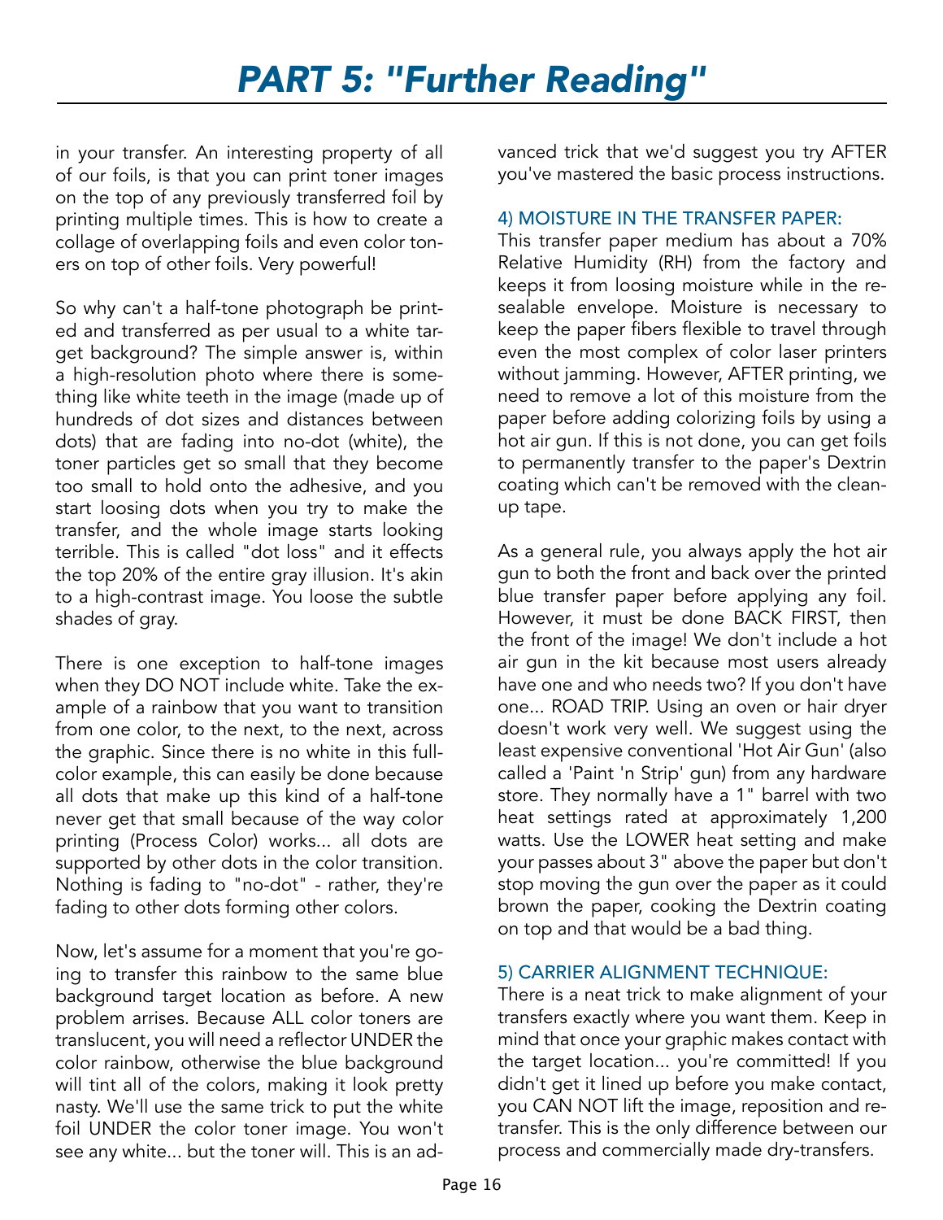in your transfer. An interesting property of all of our foils, is that you can print toner images on the top of any previously transferred foil by printing multiple times. This is how to create a collage of overlapping foils and even color toners on top of other foils. Very powerful!

So why can't a half-tone photograph be printed and transferred as per usual to a white target background? The simple answer is, within a high-resolution photo where there is something like white teeth in the image (made up of hundreds of dot sizes and distances between dots) that are fading into no-dot (white), the toner particles get so small that they become too small to hold onto the adhesive, and you start loosing dots when you try to make the transfer, and the whole image starts looking terrible. This is called "dot loss" and it effects the top 20% of the entire gray illusion. It's akin to a high-contrast image. You loose the subtle shades of gray.

There is one exception to half-tone images when they DO NOT include white. Take the example of a rainbow that you want to transition from one color, to the next, to the next, across the graphic. Since there is no white in this full-color example, this can easily be done because all dots that make up this kind of a half-tone never get that small because of the way color printing (Process Color) works... all dots are supported by other dots in the color transition. Nothing is fading to "no-dot" - rather, they're fading to other dots forming other colors.

Now, let's assume for a moment that you're going to transfer this rainbow to the same blue background target location as before. A new problem arrises. Because ALL color toners are translucent, you will need a reflector UNDER the color rainbow, otherwise the blue background will tint all of the colors, making it look pretty nasty. We'll use the same trick to put the white foil UNDER the color toner image. You won't see any white... but the toner will. This is an advanced trick that we'd suggest you try AFTER you've mastered the basic process instructions.

### 4) MOISTURE IN THE TRANSFER PAPER:

This transfer paper medium has about a 70% Relative Humidity (RH) from the factory and keeps it from loosing moisture while in the resealable envelope. Moisture is necessary to keep the paper fibers flexible to travel through even the most complex of color laser printers without jamming. However, AFTER printing, we need to remove a lot of this moisture from the paper before adding colorizing foils by using a hot air gun. If this is not done, you can get foils to permanently transfer to the paper's Dextrin coating which can't be removed with the cleanup tape.

As a general rule, you always apply the hot air gun to both the front and back over the printed blue transfer paper before applying any foil. However, it must be done BACK FIRST, then the front of the image! We don't include a hot air gun in the kit because most users already have one and who needs two? If you don't have one... ROAD TRIP. Using an oven or hair dryer doesn't work very well. We suggest using the least expensive conventional 'Hot Air Gun' (also called a 'Paint 'n Strip' gun) from any hardware store. They normally have a 1" barrel with two heat settings rated at approximately 1,200 watts. Use the LOWER heat setting and make your passes about 3" above the paper but don't stop moving the gun over the paper as it could brown the paper, cooking the Dextrin coating on top and that would be a bad thing.

### 5) CARRIER ALIGNMENT TECHNIQUE:

There is a neat trick to make alignment of your transfers exactly where you want them. Keep in mind that once your graphic makes contact with the target location... you're committed! If you didn't get it lined up before you make contact, you CAN NOT lift the image, reposition and retransfer. This is the only difference between our process and commercially made dry-transfers.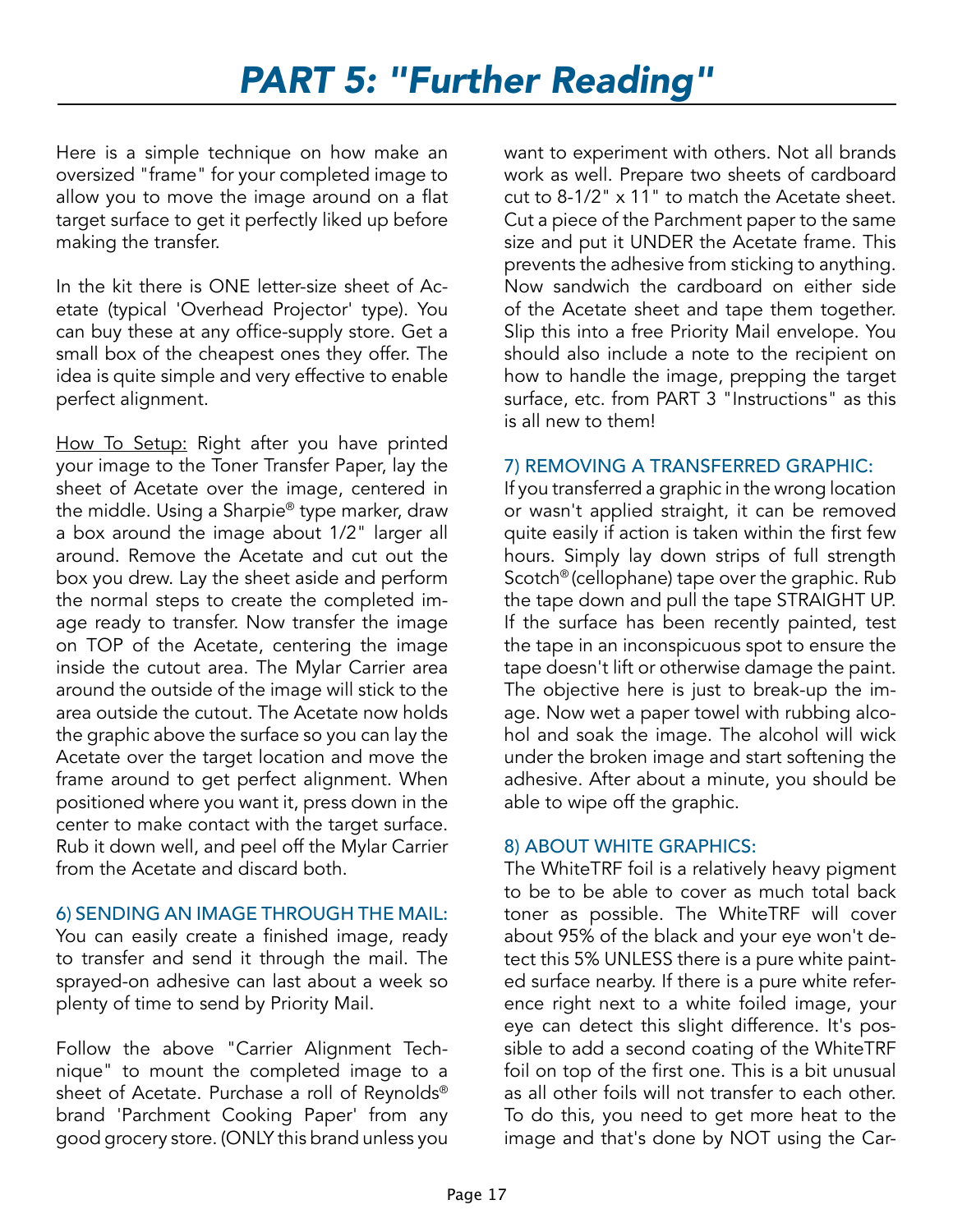# PART 5: "Further Reading"

Here is a simple technique on how make an oversized "frame" for your completed image to allow you to move the image around on a flat target surface to get it perfectly liked up before making the transfer.

In the kit there is ONE letter-size sheet of Acetate (typical 'Overhead Projector' type). You can buy these at any office-supply store. Get a small box of the cheapest ones they offer. The idea is quite simple and very effective to enable perfect alignment.

How To Setup: Right after you have printed your image to the Toner Transfer Paper, lay the sheet of Acetate over the image, centered in the middle. Using a Sharpie® type marker, draw a box around the image about 1/2" larger all around. Remove the Acetate and cut out the box you drew. Lay the sheet aside and perform the normal steps to create the completed image ready to transfer. Now transfer the image on TOP of the Acetate, centering the image inside the cutout area. The Mylar Carrier area around the outside of the image will stick to the area outside the cutout. The Acetate now holds the graphic above the surface so you can lay the Acetate over the target location and move the frame around to get perfect alignment. When positioned where you want it, press down in the center to make contact with the target surface. Rub it down well, and peel off the Mylar Carrier from the Acetate and discard both.

### 6) SENDING AN IMAGE THROUGH THE MAIL:

You can easily create a finished image, ready to transfer and send it through the mail. The sprayed-on adhesive can last about a week so plenty of time to send by Priority Mail.

Follow the above "Carrier Alignment Technique" to mount the completed image to a sheet of Acetate. Purchase a roll of Reynolds® brand 'Parchment Cooking Paper' from any good grocery store. (ONLY this brand unless you want to experiment with others. Not all brands work as well. Prepare two sheets of cardboard cut to 8-1/2" x 11" to match the Acetate sheet. Cut a piece of the Parchment paper to the same size and put it UNDER the Acetate frame. This prevents the adhesive from sticking to anything. Now sandwich the cardboard on either side of the Acetate sheet and tape them together. Slip this into a free Priority Mail envelope. You should also include a note to the recipient on how to handle the image, prepping the target surface, etc. from PART 3 "Instructions" as this is all new to them!

### 7) REMOVING A TRANSFERRED GRAPHIC:

If you transferred a graphic in the wrong location or wasn't applied straight, it can be removed quite easily if action is taken within the first few hours. Simply lay down strips of full strength Scotch® (cellophane) tape over the graphic. Rub the tape down and pull the tape STRAIGHT UP. If the surface has been recently painted, test the tape in an inconspicuous spot to ensure the tape doesn't lift or otherwise damage the paint. The objective here is just to break-up the image. Now wet a paper towel with rubbing alcohol and soak the image. The alcohol will wick under the broken image and start softening the adhesive. After about a minute, you should be able to wipe off the graphic.

### 8) ABOUT WHITE GRAPHICS:

The WhiteTRF foil is a relatively heavy pigment to be to be able to cover as much total back toner as possible. The WhiteTRF will cover about 95% of the black and your eye won't detect this 5% UNLESS there is a pure white painted surface nearby. If there is a pure white reference right next to a white foiled image, your eye can detect this slight difference. It's possible to add a second coating of the WhiteTRF foil on top of the first one. This is a bit unusual as all other foils will not transfer to each other. To do this, you need to get more heat to the image and that's done by NOT using the Car-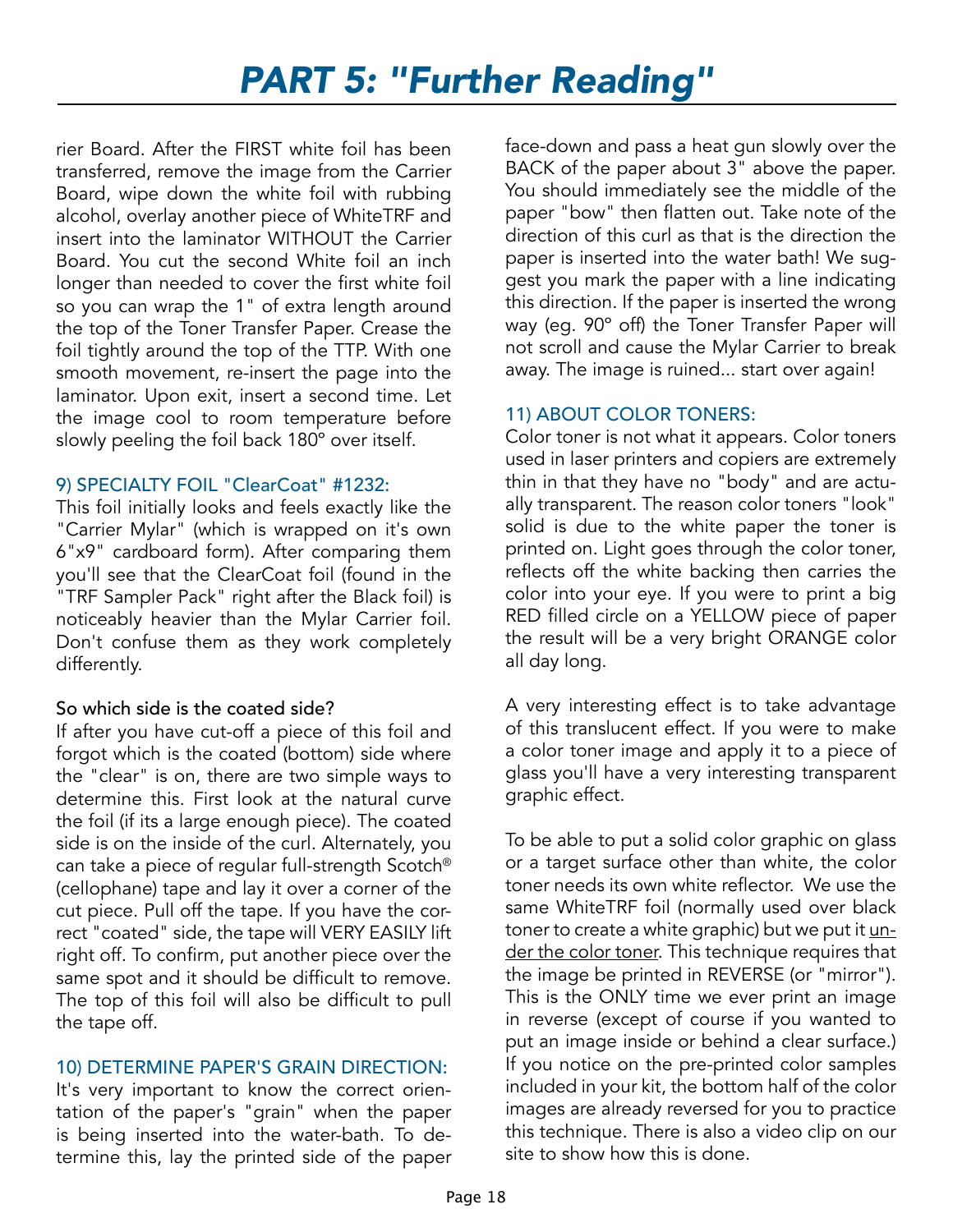# PART 5: "Further Reading"

rier Board. After the FIRST white foil has been transferred, remove the image from the Carrier Board, wipe down the white foil with rubbing alcohol, overlay another piece of WhiteTRF and insert into the laminator WITHOUT the Carrier Board. You cut the second White foil an inch longer than needed to cover the first white foil so you can wrap the 1" of extra length around the top of the Toner Transfer Paper. Crease the foil tightly around the top of the TTP. With one smooth movement, re-insert the page into the laminator. Upon exit, insert a second time. Let the image cool to room temperature before slowly peeling the foil back 180° over itself.

### 9) SPECIALTY FOIL "ClearCoat" #1232:

This foil initially looks and feels exactly like the "Carrier Mylar" (which is wrapped on it's own 6"x9" cardboard form). After comparing them you'll see that the ClearCoat foil (found in the "TRF Sampler Pack" right after the Black foil) is noticeably heavier than the Mylar Carrier foil. Don't confuse them as they work completely differently.

**So which side is the coated side?**

If after you have cut-off a piece of this foil and forgot which is the coated (bottom) side where the "clear" is on, there are two simple ways to determine this. First look at the natural curve the foil (if its a large enough piece). The coated side is on the inside of the curl. Alternately, you can take a piece of regular full-strength Scotch® (cellophane) tape and lay it over a corner of the cut piece. Pull off the tape. If you have the correct "coated" side, the tape will VERY EASILY lift right off. To confirm, put another piece over the same spot and it should be difficult to remove. The top of this foil will also be difficult to pull the tape off.

### 10) DETERMINE PAPER'S GRAIN DIRECTION:

It's very important to know the correct orientation of the paper's "grain" when the paper is being inserted into the water-bath. To determine this, lay the printed side of the paper face-down and pass a heat gun slowly over the BACK of the paper about 3" above the paper. You should immediately see the middle of the paper "bow" then flatten out. Take note of the direction of this curl as that is the direction the paper is inserted into the water bath! We suggest you mark the paper with a line indicating this direction. If the paper is inserted the wrong way (eg. 90° off) the Toner Transfer Paper will not scroll and cause the Mylar Carrier to break away. The image is ruined... start over again!

### 11) ABOUT COLOR TONERS:

Color toner is not what it appears. Color toners used in laser printers and copiers are extremely thin in that they have no "body" and are actually transparent. The reason color toners "look" solid is due to the white paper the toner is printed on. Light goes through the color toner, reflects off the white backing then carries the color into your eye. If you were to print a big RED filled circle on a YELLOW piece of paper the result will be a very bright ORANGE color all day long.

A very interesting effect is to take advantage of this translucent effect. If you were to make a color toner image and apply it to a piece of glass you'll have a very interesting transparent graphic effect.

To be able to put a solid color graphic on glass or a target surface other than white, the color toner needs its own white reflector. We use the same WhiteTRF foil (normally used over black toner to create a white graphic) but we put it <u>under the color toner</u>. This technique requires that the image be printed in REVERSE (or "mirror"). This is the ONLY time we ever print an image in reverse (except of course if you wanted to put an image inside or behind a clear surface.) If you notice on the pre-printed color samples included in your kit, the bottom half of the color images are already reversed for you to practice this technique. There is also a video clip on our site to show how this is done.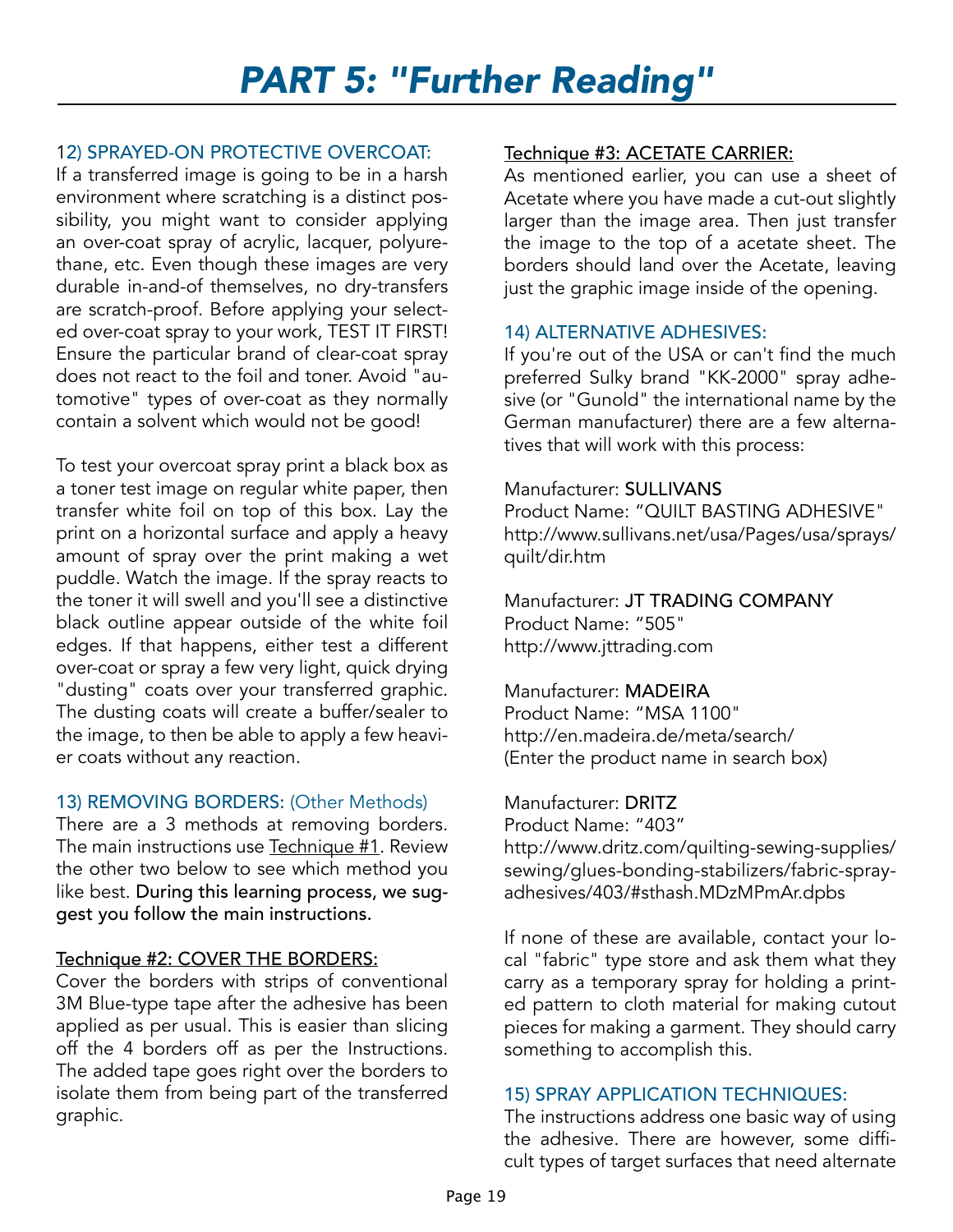# PART 5: "Further Reading"

### 12) SPRAYED-ON PROTECTIVE OVERCOAT:

If a transferred image is going to be in a harsh environment where scratching is a distinct possibility, you might want to consider applying an over-coat spray of acrylic, lacquer, polyurethane, etc. Even though these images are very durable in-and-of themselves, no dry-transfers are scratch-proof. Before applying your selected over-coat spray to your work, TEST IT FIRST! Ensure the particular brand of clear-coat spray does not react to the foil and toner. Avoid "automotive" types of over-coat as they normally contain a solvent which would not be good!

To test your overcoat spray print a black box as a toner test image on regular white paper, then transfer white foil on top of this box. Lay the print on a horizontal surface and apply a heavy amount of spray over the print making a wet puddle. Watch the image. If the spray reacts to the toner it will swell and you'll see a distinctive black outline appear outside of the white foil edges. If that happens, either test a different over-coat or spray a few very light, quick drying "dusting" coats over your transferred graphic. The dusting coats will create a buffer/sealer to the image, to then be able to apply a few heavier coats without any reaction.

### 13) REMOVING BORDERS: (Other Methods)

There are a 3 methods at removing borders. The main instructions use Technique #1. Review the other two below to see which method you like best. **During this learning process, we suggest you follow the main instructions.**

Technique #2: COVER THE BORDERS:

Cover the borders with strips of conventional 3M Blue-type tape after the adhesive has been applied as per usual. This is easier than slicing off the 4 borders off as per the Instructions. The added tape goes right over the borders to isolate them from being part of the transferred graphic.

Technique #3: ACETATE CARRIER:

As mentioned earlier, you can use a sheet of Acetate where you have made a cut-out slightly larger than the image area. Then just transfer the image to the top of a acetate sheet. The borders should land over the Acetate, leaving just the graphic image inside of the opening.

### 14) ALTERNATIVE ADHESIVES:

If you're out of the USA or can't find the much preferred Sulky brand "KK-2000" spray adhesive (or "Gunold" the international name by the German manufacturer) there are a few alternatives that will work with this process:

Manufacturer: SULLIVANS
Product Name: "QUILT BASTING ADHESIVE"
http://www.sullivans.net/usa/Pages/usa/sprays/quilt/dir.htm

Manufacturer: JT TRADING COMPANY
Product Name: "505"
http://www.jttrading.com

Manufacturer: MADEIRA
Product Name: "MSA 1100"
http://en.madeira.de/meta/search/
(Enter the product name in search box)

Manufacturer: DRITZ
Product Name: "403"
http://www.dritz.com/quilting-sewing-supplies/sewing/glues-bonding-stabilizers/fabric-spray-adhesives/403/#sthash.MDzMPmAr.dpbs

If none of these are available, contact your local "fabric" type store and ask them what they carry as a temporary spray for holding a printed pattern to cloth material for making cutout pieces for making a garment. They should carry something to accomplish this.

### 15) SPRAY APPLICATION TECHNIQUES:

The instructions address one basic way of using the adhesive. There are however, some difficult types of target surfaces that need alternate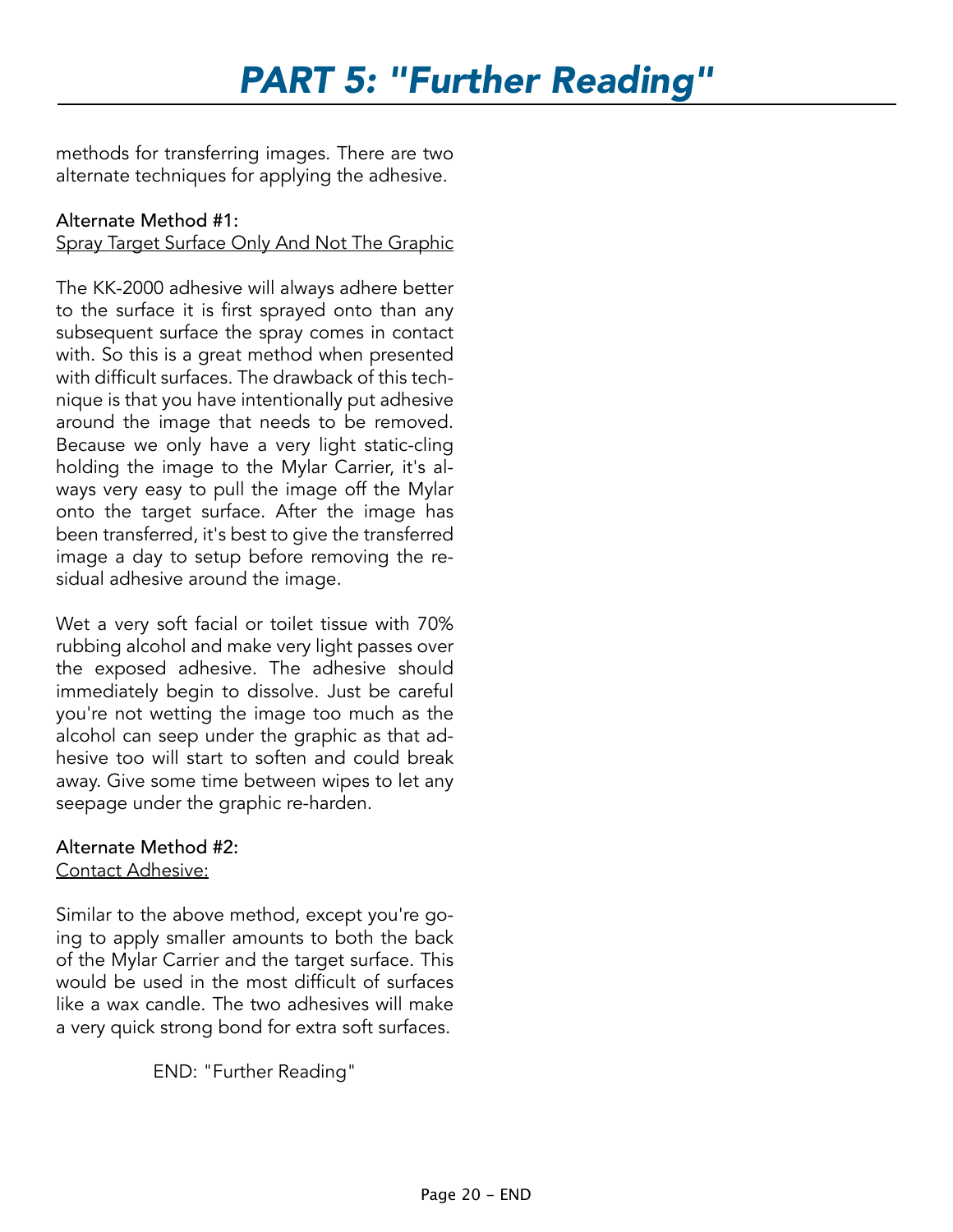# PART 5: "Further Reading"

methods for transferring images. There are two alternate techniques for applying the adhesive.

Alternate Method #1:
Spray Target Surface Only And Not The Graphic

The KK-2000 adhesive will always adhere better to the surface it is first sprayed onto than any subsequent surface the spray comes in contact with. So this is a great method when presented with difficult surfaces. The drawback of this technique is that you have intentionally put adhesive around the image that needs to be removed. Because we only have a very light static-cling holding the image to the Mylar Carrier, it's always very easy to pull the image off the Mylar onto the target surface. After the image has been transferred, it's best to give the transferred image a day to setup before removing the residual adhesive around the image.

Wet a very soft facial or toilet tissue with 70% rubbing alcohol and make very light passes over the exposed adhesive. The adhesive should immediately begin to dissolve. Just be careful you're not wetting the image too much as the alcohol can seep under the graphic as that adhesive too will start to soften and could break away. Give some time between wipes to let any seepage under the graphic re-harden.

Alternate Method #2:
Contact Adhesive:

Similar to the above method, except you're going to apply smaller amounts to both the back of the Mylar Carrier and the target surface. This would be used in the most difficult of surfaces like a wax candle. The two adhesives will make a very quick strong bond for extra soft surfaces.

END: "Further Reading"